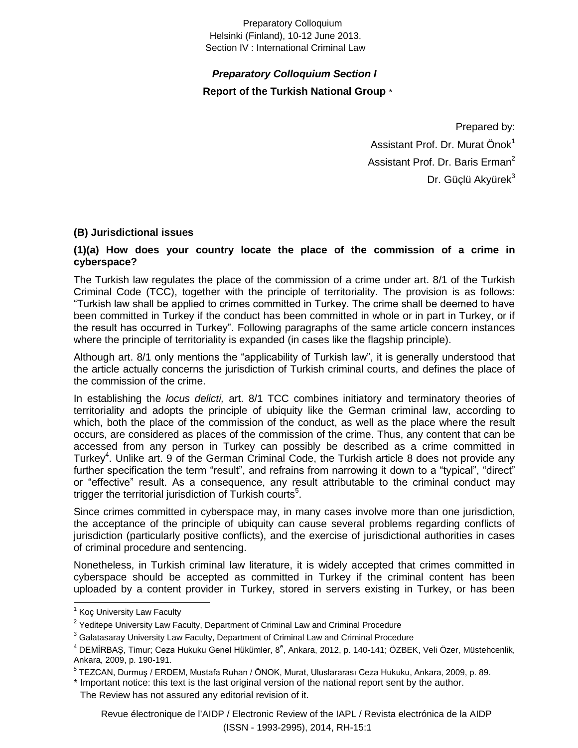Preparatory Colloquium
Helsinki (Finland), 10-12 June 2013.
Section IV : International Criminal Law

***Preparatory Colloquium Section I***

**Report of the Turkish National Group** *

Prepared by:
Assistant Prof. Dr. Murat Önok[1]
Assistant Prof. Dr. Baris Erman[2]
Dr. Güçlü Akyürek[3]

## (B) Jurisdictional issues

### (1)(a) How does your country locate the place of the commission of a crime in cyberspace?

The Turkish law regulates the place of the commission of a crime under art. 8/1 of the Turkish Criminal Code (TCC), together with the principle of territoriality. The provision is as follows: "Turkish law shall be applied to crimes committed in Turkey. The crime shall be deemed to have been committed in Turkey if the conduct has been committed in whole or in part in Turkey, or if the result has occurred in Turkey". Following paragraphs of the same article concern instances where the principle of territoriality is expanded (in cases like the flagship principle).

Although art. 8/1 only mentions the "applicability of Turkish law", it is generally understood that the article actually concerns the jurisdiction of Turkish criminal courts, and defines the place of the commission of the crime.

In establishing the *locus delicti,* art. 8/1 TCC combines initiatory and terminatory theories of territoriality and adopts the principle of ubiquity like the German criminal law, according to which, both the place of the commission of the conduct, as well as the place where the result occurs, are considered as places of the commission of the crime. Thus, any content that can be accessed from any person in Turkey can possibly be described as a crime committed in Turkey[4]. Unlike art. 9 of the German Criminal Code, the Turkish article 8 does not provide any further specification the term "result", and refrains from narrowing it down to a "typical", "direct" or "effective" result. As a consequence, any result attributable to the criminal conduct may trigger the territorial jurisdiction of Turkish courts[5].

Since crimes committed in cyberspace may, in many cases involve more than one jurisdiction, the acceptance of the principle of ubiquity can cause several problems regarding conflicts of jurisdiction (particularly positive conflicts), and the exercise of jurisdictional authorities in cases of criminal procedure and sentencing.

Nonetheless, in Turkish criminal law literature, it is widely accepted that crimes committed in cyberspace should be accepted as committed in Turkey if the criminal content has been uploaded by a content provider in Turkey, stored in servers existing in Turkey, or has been

---

[1] Koç University Law Faculty

[2] Yeditepe University Law Faculty, Department of Criminal Law and Criminal Procedure

[3] Galatasaray University Law Faculty, Department of Criminal Law and Criminal Procedure

[4] DEMİRBAŞ, Timur; Ceza Hukuku Genel Hükümler, 8e, Ankara, 2012, p. 140-141; ÖZBEK, Veli Özer, Müstehcenlik, Ankara, 2009, p. 190-191.

[5] TEZCAN, Durmuş / ERDEM, Mustafa Ruhan / ÖNOK, Murat, Uluslararası Ceza Hukuku, Ankara, 2009, p. 89.

* Important notice: this text is the last original version of the national report sent by the author. The Review has not assured any editorial revision of it.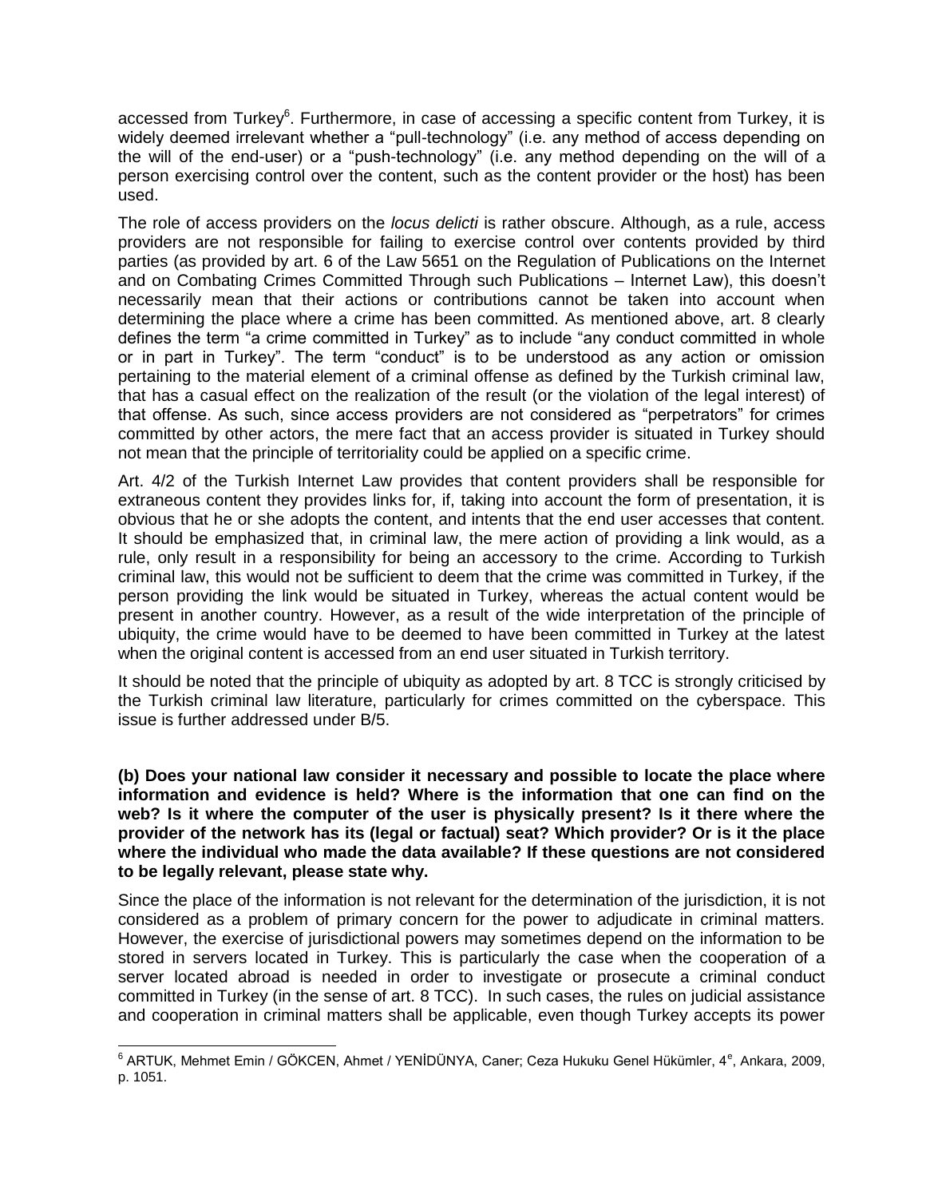accessed from Turkey[6]. Furthermore, in case of accessing a specific content from Turkey, it is widely deemed irrelevant whether a "pull-technology" (i.e. any method of access depending on the will of the end-user) or a "push-technology" (i.e. any method depending on the will of a person exercising control over the content, such as the content provider or the host) has been used.

The role of access providers on the *locus delicti* is rather obscure. Although, as a rule, access providers are not responsible for failing to exercise control over contents provided by third parties (as provided by art. 6 of the Law 5651 on the Regulation of Publications on the Internet and on Combating Crimes Committed Through such Publications – Internet Law), this doesn't necessarily mean that their actions or contributions cannot be taken into account when determining the place where a crime has been committed. As mentioned above, art. 8 clearly defines the term "a crime committed in Turkey" as to include "any conduct committed in whole or in part in Turkey". The term "conduct" is to be understood as any action or omission pertaining to the material element of a criminal offense as defined by the Turkish criminal law, that has a casual effect on the realization of the result (or the violation of the legal interest) of that offense. As such, since access providers are not considered as "perpetrators" for crimes committed by other actors, the mere fact that an access provider is situated in Turkey should not mean that the principle of territoriality could be applied on a specific crime.

Art. 4/2 of the Turkish Internet Law provides that content providers shall be responsible for extraneous content they provides links for, if, taking into account the form of presentation, it is obvious that he or she adopts the content, and intents that the end user accesses that content. It should be emphasized that, in criminal law, the mere action of providing a link would, as a rule, only result in a responsibility for being an accessory to the crime. According to Turkish criminal law, this would not be sufficient to deem that the crime was committed in Turkey, if the person providing the link would be situated in Turkey, whereas the actual content would be present in another country. However, as a result of the wide interpretation of the principle of ubiquity, the crime would have to be deemed to have been committed in Turkey at the latest when the original content is accessed from an end user situated in Turkish territory.

It should be noted that the principle of ubiquity as adopted by art. 8 TCC is strongly criticised by the Turkish criminal law literature, particularly for crimes committed on the cyberspace. This issue is further addressed under B/5.

**(b) Does your national law consider it necessary and possible to locate the place where information and evidence is held? Where is the information that one can find on the web? Is it where the computer of the user is physically present? Is it there where the provider of the network has its (legal or factual) seat? Which provider? Or is it the place where the individual who made the data available? If these questions are not considered to be legally relevant, please state why.**

Since the place of the information is not relevant for the determination of the jurisdiction, it is not considered as a problem of primary concern for the power to adjudicate in criminal matters. However, the exercise of jurisdictional powers may sometimes depend on the information to be stored in servers located in Turkey. This is particularly the case when the cooperation of a server located abroad is needed in order to investigate or prosecute a criminal conduct committed in Turkey (in the sense of art. 8 TCC). In such cases, the rules on judicial assistance and cooperation in criminal matters shall be applicable, even though Turkey accepts its power

---

[6] ARTUK, Mehmet Emin / GÖKCEN, Ahmet / YENİDÜNYA, Caner; Ceza Hukuku Genel Hükümler, 4[e], Ankara, 2009, p. 1051.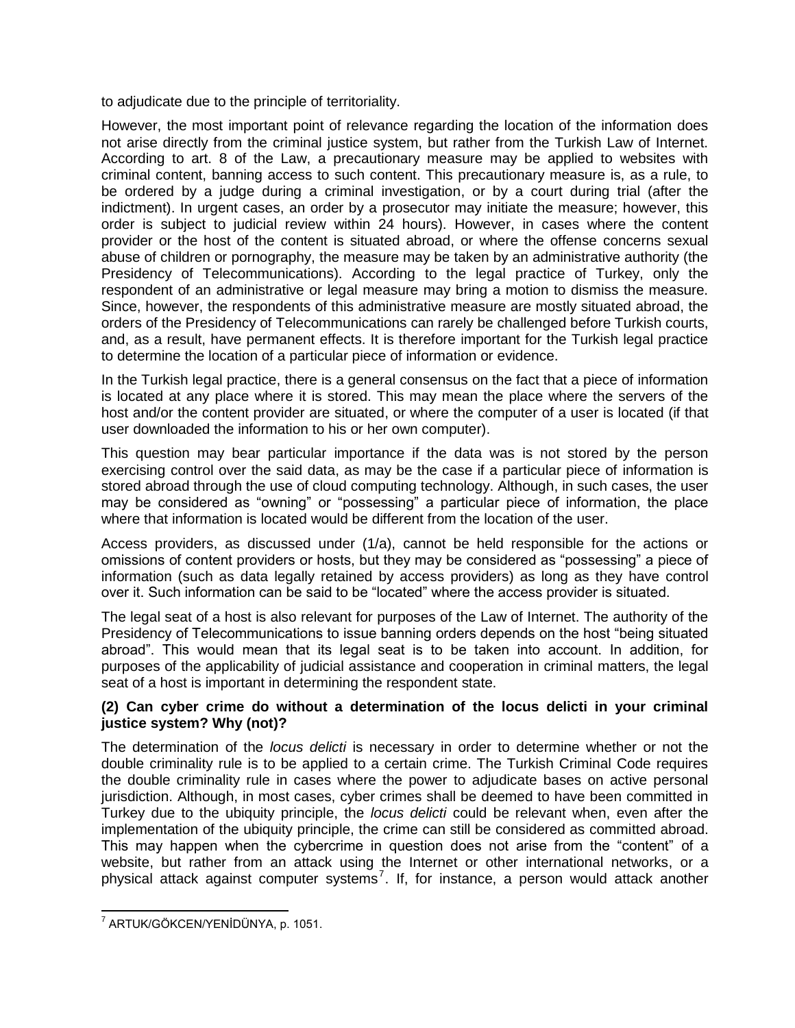to adjudicate due to the principle of territoriality.

However, the most important point of relevance regarding the location of the information does not arise directly from the criminal justice system, but rather from the Turkish Law of Internet. According to art. 8 of the Law, a precautionary measure may be applied to websites with criminal content, banning access to such content. This precautionary measure is, as a rule, to be ordered by a judge during a criminal investigation, or by a court during trial (after the indictment). In urgent cases, an order by a prosecutor may initiate the measure; however, this order is subject to judicial review within 24 hours). However, in cases where the content provider or the host of the content is situated abroad, or where the offense concerns sexual abuse of children or pornography, the measure may be taken by an administrative authority (the Presidency of Telecommunications). According to the legal practice of Turkey, only the respondent of an administrative or legal measure may bring a motion to dismiss the measure. Since, however, the respondents of this administrative measure are mostly situated abroad, the orders of the Presidency of Telecommunications can rarely be challenged before Turkish courts, and, as a result, have permanent effects. It is therefore important for the Turkish legal practice to determine the location of a particular piece of information or evidence.

In the Turkish legal practice, there is a general consensus on the fact that a piece of information is located at any place where it is stored. This may mean the place where the servers of the host and/or the content provider are situated, or where the computer of a user is located (if that user downloaded the information to his or her own computer).

This question may bear particular importance if the data was is not stored by the person exercising control over the said data, as may be the case if a particular piece of information is stored abroad through the use of cloud computing technology. Although, in such cases, the user may be considered as "owning" or "possessing" a particular piece of information, the place where that information is located would be different from the location of the user.

Access providers, as discussed under (1/a), cannot be held responsible for the actions or omissions of content providers or hosts, but they may be considered as "possessing" a piece of information (such as data legally retained by access providers) as long as they have control over it. Such information can be said to be "located" where the access provider is situated.

The legal seat of a host is also relevant for purposes of the Law of Internet. The authority of the Presidency of Telecommunications to issue banning orders depends on the host "being situated abroad". This would mean that its legal seat is to be taken into account. In addition, for purposes of the applicability of judicial assistance and cooperation in criminal matters, the legal seat of a host is important in determining the respondent state.

**(2) Can cyber crime do without a determination of the locus delicti in your criminal justice system? Why (not)?**

The determination of the *locus delicti* is necessary in order to determine whether or not the double criminality rule is to be applied to a certain crime. The Turkish Criminal Code requires the double criminality rule in cases where the power to adjudicate bases on active personal jurisdiction. Although, in most cases, cyber crimes shall be deemed to have been committed in Turkey due to the ubiquity principle, the *locus delicti* could be relevant when, even after the implementation of the ubiquity principle, the crime can still be considered as committed abroad. This may happen when the cybercrime in question does not arise from the "content" of a website, but rather from an attack using the Internet or other international networks, or a physical attack against computer systems[7]. If, for instance, a person would attack another

[7] ARTUK/GÖKCEN/YENİDÜNYA, p. 1051.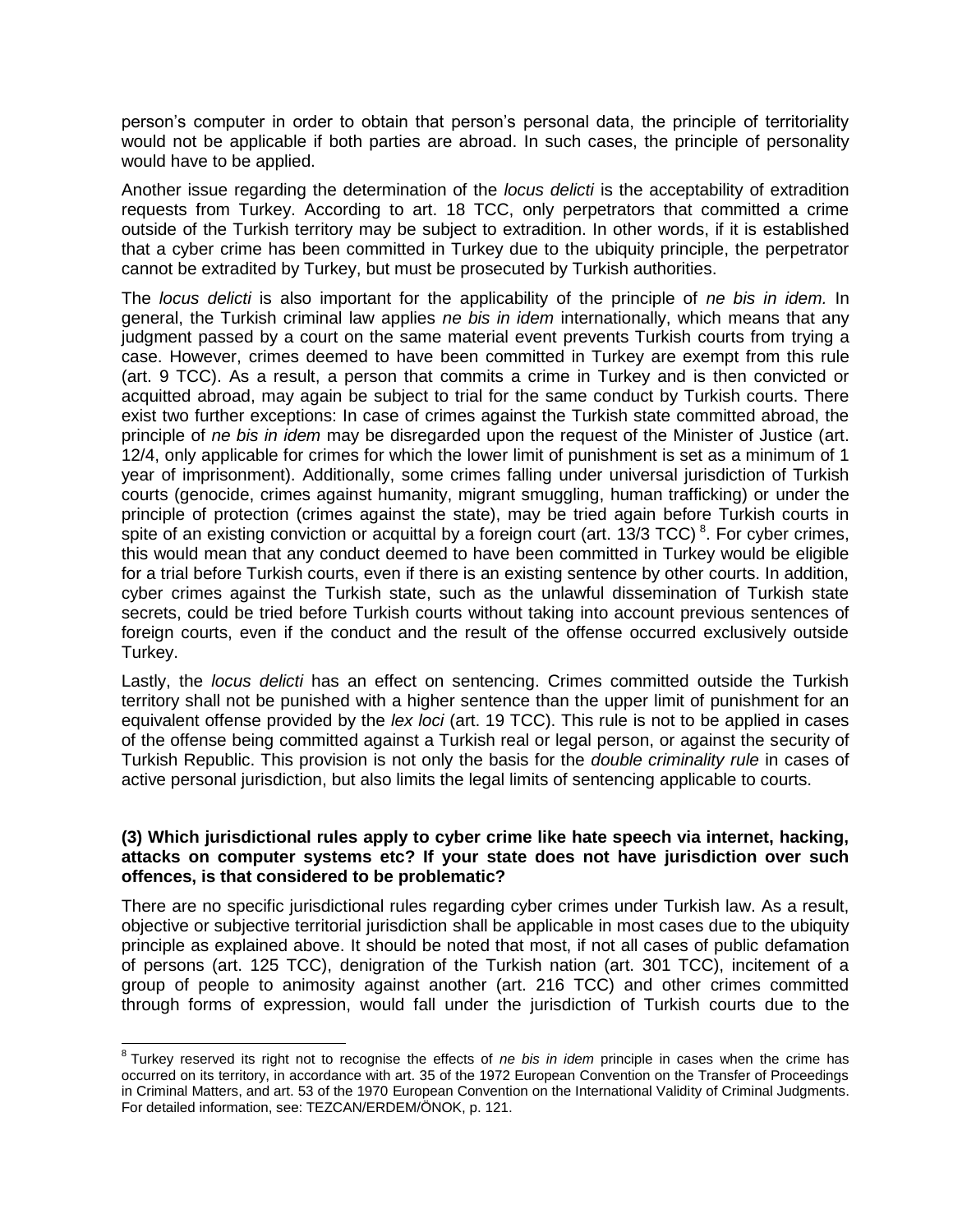person's computer in order to obtain that person's personal data, the principle of territoriality would not be applicable if both parties are abroad. In such cases, the principle of personality would have to be applied.

Another issue regarding the determination of the *locus delicti* is the acceptability of extradition requests from Turkey. According to art. 18 TCC, only perpetrators that committed a crime outside of the Turkish territory may be subject to extradition. In other words, if it is established that a cyber crime has been committed in Turkey due to the ubiquity principle, the perpetrator cannot be extradited by Turkey, but must be prosecuted by Turkish authorities.

The *locus delicti* is also important for the applicability of the principle of *ne bis in idem.* In general, the Turkish criminal law applies *ne bis in idem* internationally, which means that any judgment passed by a court on the same material event prevents Turkish courts from trying a case. However, crimes deemed to have been committed in Turkey are exempt from this rule (art. 9 TCC). As a result, a person that commits a crime in Turkey and is then convicted or acquitted abroad, may again be subject to trial for the same conduct by Turkish courts. There exist two further exceptions: In case of crimes against the Turkish state committed abroad, the principle of *ne bis in idem* may be disregarded upon the request of the Minister of Justice (art. 12/4, only applicable for crimes for which the lower limit of punishment is set as a minimum of 1 year of imprisonment). Additionally, some crimes falling under universal jurisdiction of Turkish courts (genocide, crimes against humanity, migrant smuggling, human trafficking) or under the principle of protection (crimes against the state), may be tried again before Turkish courts in spite of an existing conviction or acquittal by a foreign court (art. 13/3 TCC)[8]. For cyber crimes, this would mean that any conduct deemed to have been committed in Turkey would be eligible for a trial before Turkish courts, even if there is an existing sentence by other courts. In addition, cyber crimes against the Turkish state, such as the unlawful dissemination of Turkish state secrets, could be tried before Turkish courts without taking into account previous sentences of foreign courts, even if the conduct and the result of the offense occurred exclusively outside Turkey.

Lastly, the *locus delicti* has an effect on sentencing. Crimes committed outside the Turkish territory shall not be punished with a higher sentence than the upper limit of punishment for an equivalent offense provided by the *lex loci* (art. 19 TCC). This rule is not to be applied in cases of the offense being committed against a Turkish real or legal person, or against the security of Turkish Republic. This provision is not only the basis for the *double criminality rule* in cases of active personal jurisdiction, but also limits the legal limits of sentencing applicable to courts.

### (3) Which jurisdictional rules apply to cyber crime like hate speech via internet, hacking, attacks on computer systems etc? If your state does not have jurisdiction over such offences, is that considered to be problematic?

There are no specific jurisdictional rules regarding cyber crimes under Turkish law. As a result, objective or subjective territorial jurisdiction shall be applicable in most cases due to the ubiquity principle as explained above. It should be noted that most, if not all cases of public defamation of persons (art. 125 TCC), denigration of the Turkish nation (art. 301 TCC), incitement of a group of people to animosity against another (art. 216 TCC) and other crimes committed through forms of expression, would fall under the jurisdiction of Turkish courts due to the

---

[8] Turkey reserved its right not to recognise the effects of *ne bis in idem* principle in cases when the crime has occurred on its territory, in accordance with art. 35 of the 1972 European Convention on the Transfer of Proceedings in Criminal Matters, and art. 53 of the 1970 European Convention on the International Validity of Criminal Judgments. For detailed information, see: TEZCAN/ERDEM/ÖNOK, p. 121.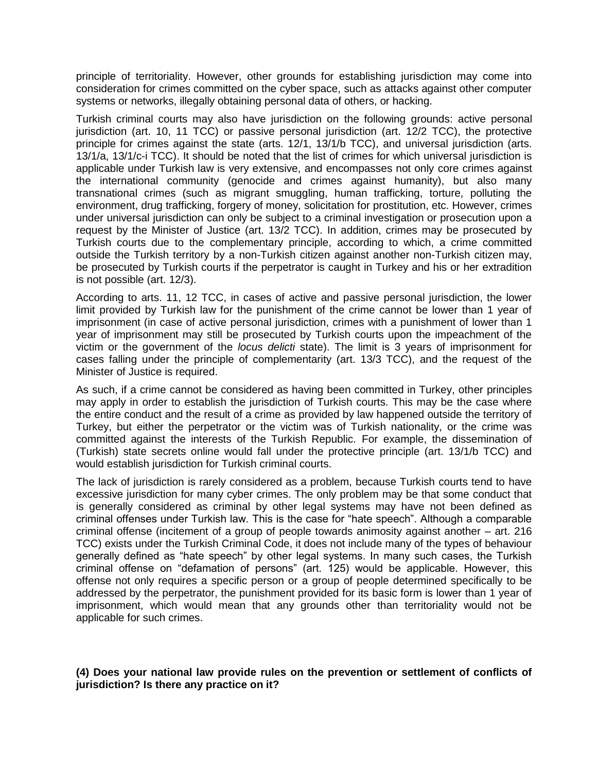principle of territoriality. However, other grounds for establishing jurisdiction may come into consideration for crimes committed on the cyber space, such as attacks against other computer systems or networks, illegally obtaining personal data of others, or hacking.

Turkish criminal courts may also have jurisdiction on the following grounds: active personal jurisdiction (art. 10, 11 TCC) or passive personal jurisdiction (art. 12/2 TCC), the protective principle for crimes against the state (arts. 12/1, 13/1/b TCC), and universal jurisdiction (arts. 13/1/a, 13/1/c-i TCC). It should be noted that the list of crimes for which universal jurisdiction is applicable under Turkish law is very extensive, and encompasses not only core crimes against the international community (genocide and crimes against humanity), but also many transnational crimes (such as migrant smuggling, human trafficking, torture, polluting the environment, drug trafficking, forgery of money, solicitation for prostitution, etc. However, crimes under universal jurisdiction can only be subject to a criminal investigation or prosecution upon a request by the Minister of Justice (art. 13/2 TCC). In addition, crimes may be prosecuted by Turkish courts due to the complementary principle, according to which, a crime committed outside the Turkish territory by a non-Turkish citizen against another non-Turkish citizen may, be prosecuted by Turkish courts if the perpetrator is caught in Turkey and his or her extradition is not possible (art. 12/3).

According to arts. 11, 12 TCC, in cases of active and passive personal jurisdiction, the lower limit provided by Turkish law for the punishment of the crime cannot be lower than 1 year of imprisonment (in case of active personal jurisdiction, crimes with a punishment of lower than 1 year of imprisonment may still be prosecuted by Turkish courts upon the impeachment of the victim or the government of the *locus delicti* state). The limit is 3 years of imprisonment for cases falling under the principle of complementarity (art. 13/3 TCC), and the request of the Minister of Justice is required.

As such, if a crime cannot be considered as having been committed in Turkey, other principles may apply in order to establish the jurisdiction of Turkish courts. This may be the case where the entire conduct and the result of a crime as provided by law happened outside the territory of Turkey, but either the perpetrator or the victim was of Turkish nationality, or the crime was committed against the interests of the Turkish Republic. For example, the dissemination of (Turkish) state secrets online would fall under the protective principle (art. 13/1/b TCC) and would establish jurisdiction for Turkish criminal courts.

The lack of jurisdiction is rarely considered as a problem, because Turkish courts tend to have excessive jurisdiction for many cyber crimes. The only problem may be that some conduct that is generally considered as criminal by other legal systems may have not been defined as criminal offenses under Turkish law. This is the case for "hate speech". Although a comparable criminal offense (incitement of a group of people towards animosity against another – art. 216 TCC) exists under the Turkish Criminal Code, it does not include many of the types of behaviour generally defined as "hate speech" by other legal systems. In many such cases, the Turkish criminal offense on "defamation of persons" (art. 125) would be applicable. However, this offense not only requires a specific person or a group of people determined specifically to be addressed by the perpetrator, the punishment provided for its basic form is lower than 1 year of imprisonment, which would mean that any grounds other than territoriality would not be applicable for such crimes.

**(4) Does your national law provide rules on the prevention or settlement of conflicts of jurisdiction? Is there any practice on it?**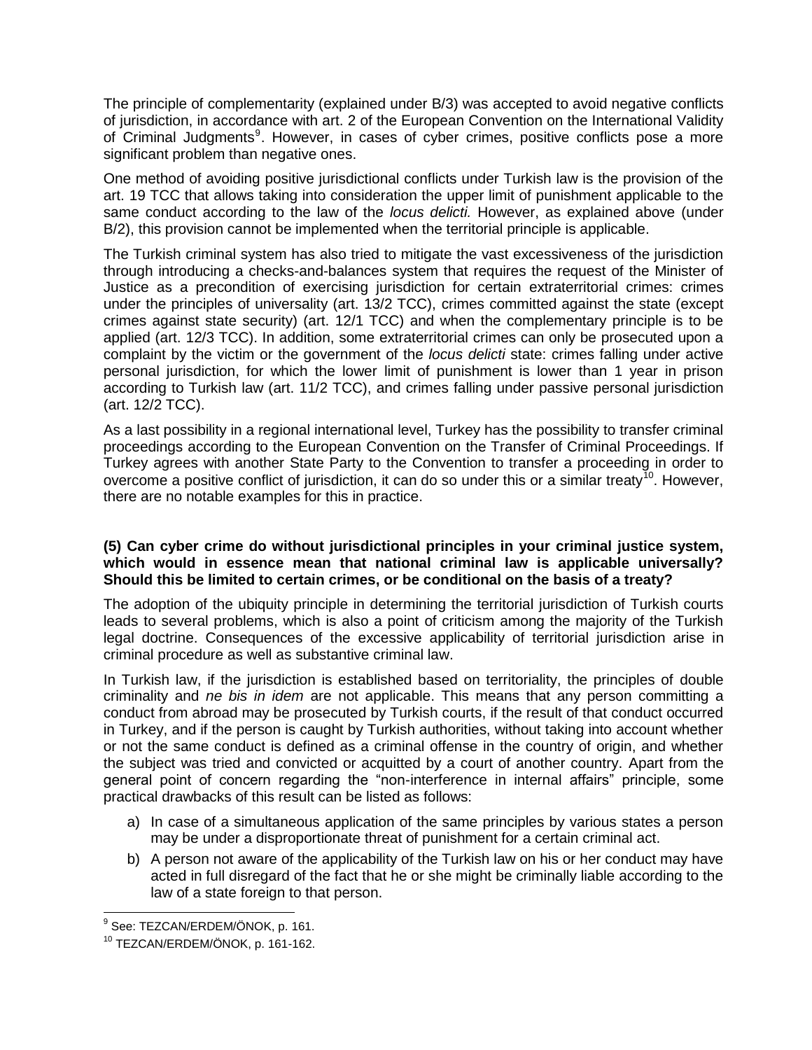The principle of complementarity (explained under B/3) was accepted to avoid negative conflicts of jurisdiction, in accordance with art. 2 of the European Convention on the International Validity of Criminal Judgments[9]. However, in cases of cyber crimes, positive conflicts pose a more significant problem than negative ones.

One method of avoiding positive jurisdictional conflicts under Turkish law is the provision of the art. 19 TCC that allows taking into consideration the upper limit of punishment applicable to the same conduct according to the law of the *locus delicti.* However, as explained above (under B/2), this provision cannot be implemented when the territorial principle is applicable.

The Turkish criminal system has also tried to mitigate the vast excessiveness of the jurisdiction through introducing a checks-and-balances system that requires the request of the Minister of Justice as a precondition of exercising jurisdiction for certain extraterritorial crimes: crimes under the principles of universality (art. 13/2 TCC), crimes committed against the state (except crimes against state security) (art. 12/1 TCC) and when the complementary principle is to be applied (art. 12/3 TCC). In addition, some extraterritorial crimes can only be prosecuted upon a complaint by the victim or the government of the *locus delicti* state: crimes falling under active personal jurisdiction, for which the lower limit of punishment is lower than 1 year in prison according to Turkish law (art. 11/2 TCC), and crimes falling under passive personal jurisdiction (art. 12/2 TCC).

As a last possibility in a regional international level, Turkey has the possibility to transfer criminal proceedings according to the European Convention on the Transfer of Criminal Proceedings. If Turkey agrees with another State Party to the Convention to transfer a proceeding in order to overcome a positive conflict of jurisdiction, it can do so under this or a similar treaty[10]. However, there are no notable examples for this in practice.

**(5) Can cyber crime do without jurisdictional principles in your criminal justice system, which would in essence mean that national criminal law is applicable universally? Should this be limited to certain crimes, or be conditional on the basis of a treaty?**

The adoption of the ubiquity principle in determining the territorial jurisdiction of Turkish courts leads to several problems, which is also a point of criticism among the majority of the Turkish legal doctrine. Consequences of the excessive applicability of territorial jurisdiction arise in criminal procedure as well as substantive criminal law.

In Turkish law, if the jurisdiction is established based on territoriality, the principles of double criminality and *ne bis in idem* are not applicable. This means that any person committing a conduct from abroad may be prosecuted by Turkish courts, if the result of that conduct occurred in Turkey, and if the person is caught by Turkish authorities, without taking into account whether or not the same conduct is defined as a criminal offense in the country of origin, and whether the subject was tried and convicted or acquitted by a court of another country. Apart from the general point of concern regarding the "non-interference in internal affairs" principle, some practical drawbacks of this result can be listed as follows:

a) In case of a simultaneous application of the same principles by various states a person may be under a disproportionate threat of punishment for a certain criminal act.
b) A person not aware of the applicability of the Turkish law on his or her conduct may have acted in full disregard of the fact that he or she might be criminally liable according to the law of a state foreign to that person.

[9] See: TEZCAN/ERDEM/ÖNOK, p. 161.

[10] TEZCAN/ERDEM/ÖNOK, p. 161-162.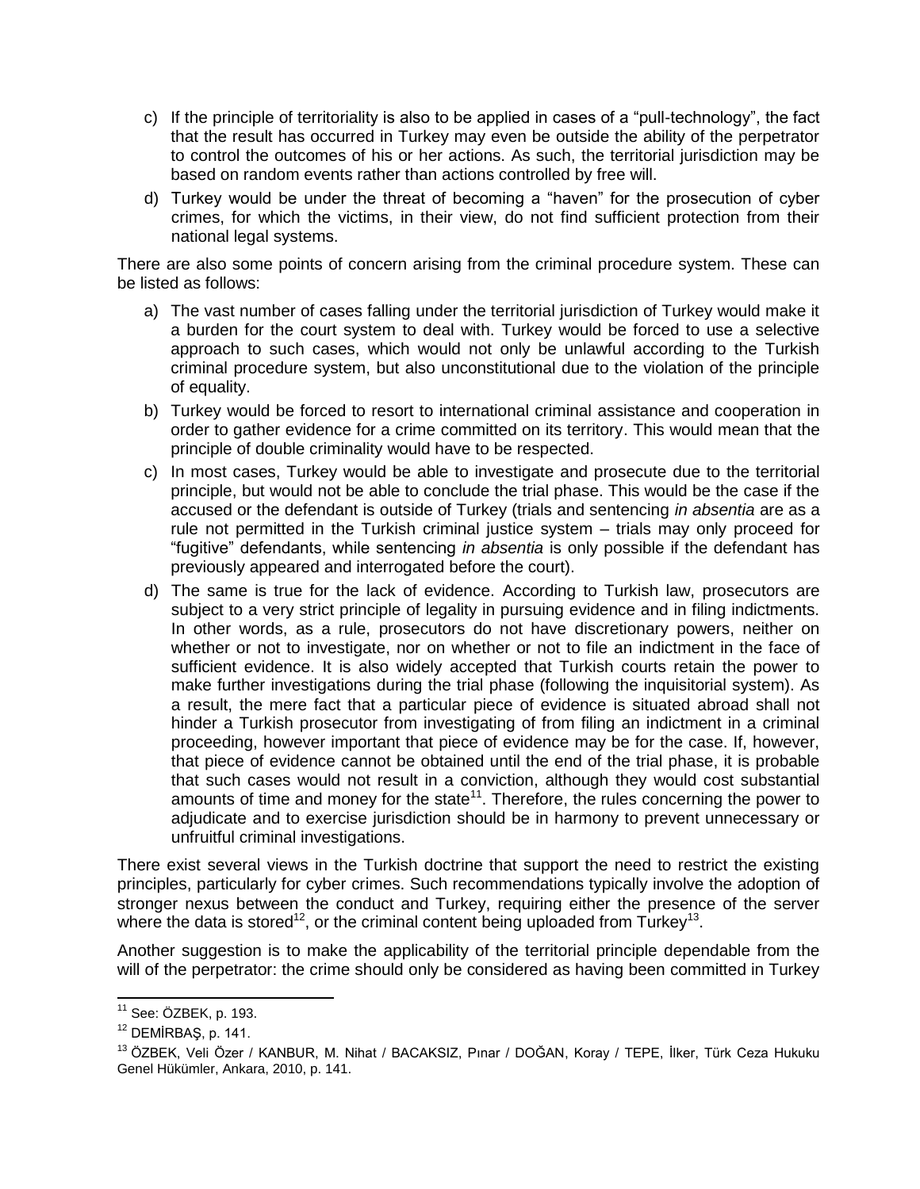c) If the principle of territoriality is also to be applied in cases of a "pull-technology", the fact that the result has occurred in Turkey may even be outside the ability of the perpetrator to control the outcomes of his or her actions. As such, the territorial jurisdiction may be based on random events rather than actions controlled by free will.

d) Turkey would be under the threat of becoming a "haven" for the prosecution of cyber crimes, for which the victims, in their view, do not find sufficient protection from their national legal systems.

There are also some points of concern arising from the criminal procedure system. These can be listed as follows:

a) The vast number of cases falling under the territorial jurisdiction of Turkey would make it a burden for the court system to deal with. Turkey would be forced to use a selective approach to such cases, which would not only be unlawful according to the Turkish criminal procedure system, but also unconstitutional due to the violation of the principle of equality.

b) Turkey would be forced to resort to international criminal assistance and cooperation in order to gather evidence for a crime committed on its territory. This would mean that the principle of double criminality would have to be respected.

c) In most cases, Turkey would be able to investigate and prosecute due to the territorial principle, but would not be able to conclude the trial phase. This would be the case if the accused or the defendant is outside of Turkey (trials and sentencing *in absentia* are as a rule not permitted in the Turkish criminal justice system – trials may only proceed for "fugitive" defendants, while sentencing *in absentia* is only possible if the defendant has previously appeared and interrogated before the court).

d) The same is true for the lack of evidence. According to Turkish law, prosecutors are subject to a very strict principle of legality in pursuing evidence and in filing indictments. In other words, as a rule, prosecutors do not have discretionary powers, neither on whether or not to investigate, nor on whether or not to file an indictment in the face of sufficient evidence. It is also widely accepted that Turkish courts retain the power to make further investigations during the trial phase (following the inquisitorial system). As a result, the mere fact that a particular piece of evidence is situated abroad shall not hinder a Turkish prosecutor from investigating of from filing an indictment in a criminal proceeding, however important that piece of evidence may be for the case. If, however, that piece of evidence cannot be obtained until the end of the trial phase, it is probable that such cases would not result in a conviction, although they would cost substantial amounts of time and money for the state[11]. Therefore, the rules concerning the power to adjudicate and to exercise jurisdiction should be in harmony to prevent unnecessary or unfruitful criminal investigations.

There exist several views in the Turkish doctrine that support the need to restrict the existing principles, particularly for cyber crimes. Such recommendations typically involve the adoption of stronger nexus between the conduct and Turkey, requiring either the presence of the server where the data is stored[12], or the criminal content being uploaded from Turkey[13].

Another suggestion is to make the applicability of the territorial principle dependable from the will of the perpetrator: the crime should only be considered as having been committed in Turkey

---

[11] See: ÖZBEK, p. 193.

[12] DEMİRBAŞ, p. 141.

[13] ÖZBEK, Veli Özer / KANBUR, M. Nihat / BACAKSIZ, Pınar / DOĞAN, Koray / TEPE, İlker, Türk Ceza Hukuku Genel Hükümler, Ankara, 2010, p. 141.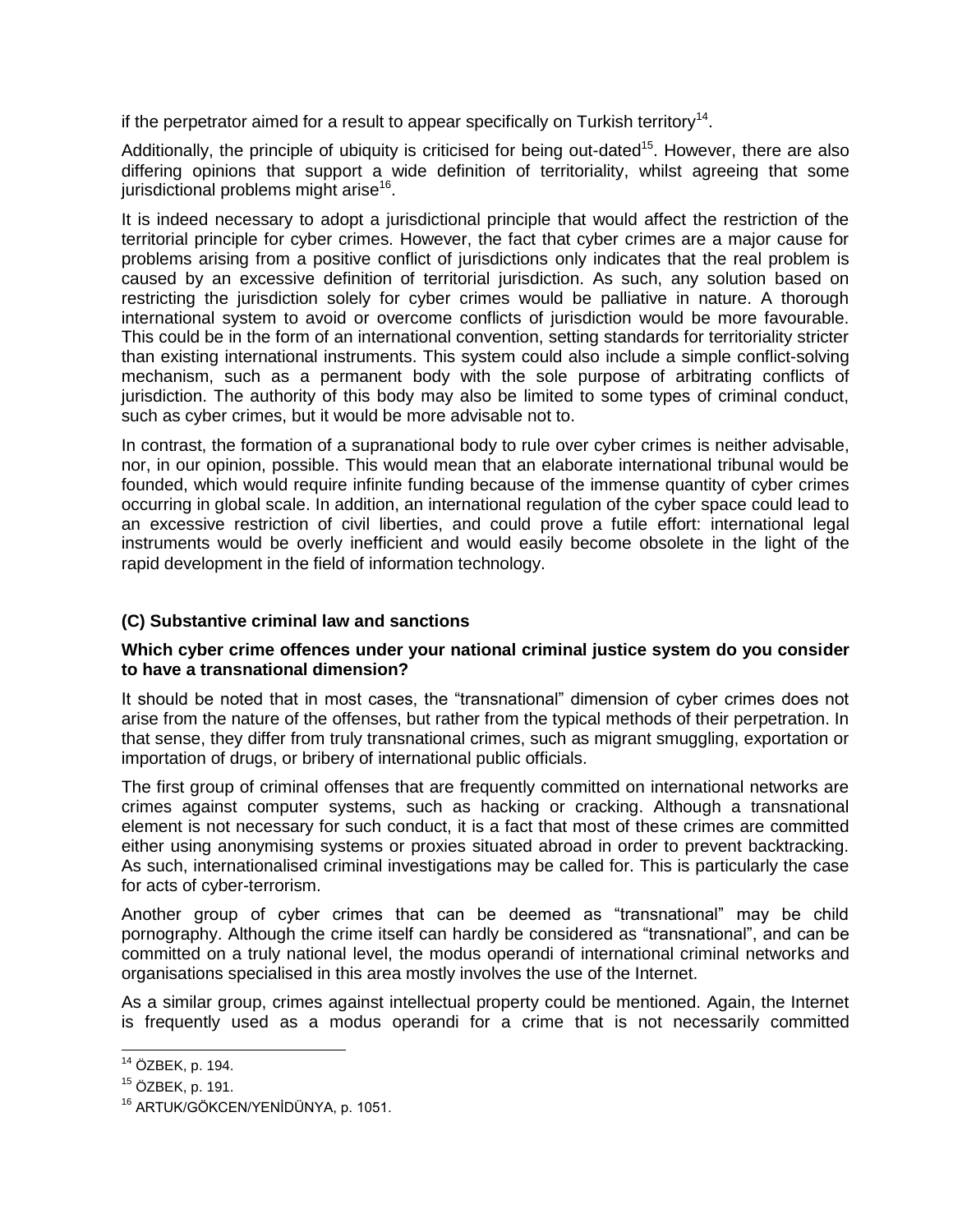if the perpetrator aimed for a result to appear specifically on Turkish territory[14].

Additionally, the principle of ubiquity is criticised for being out-dated[15]. However, there are also differing opinions that support a wide definition of territoriality, whilst agreeing that some jurisdictional problems might arise[16].

It is indeed necessary to adopt a jurisdictional principle that would affect the restriction of the territorial principle for cyber crimes. However, the fact that cyber crimes are a major cause for problems arising from a positive conflict of jurisdictions only indicates that the real problem is caused by an excessive definition of territorial jurisdiction. As such, any solution based on restricting the jurisdiction solely for cyber crimes would be palliative in nature. A thorough international system to avoid or overcome conflicts of jurisdiction would be more favourable. This could be in the form of an international convention, setting standards for territoriality stricter than existing international instruments. This system could also include a simple conflict-solving mechanism, such as a permanent body with the sole purpose of arbitrating conflicts of jurisdiction. The authority of this body may also be limited to some types of criminal conduct, such as cyber crimes, but it would be more advisable not to.

In contrast, the formation of a supranational body to rule over cyber crimes is neither advisable, nor, in our opinion, possible. This would mean that an elaborate international tribunal would be founded, which would require infinite funding because of the immense quantity of cyber crimes occurring in global scale. In addition, an international regulation of the cyber space could lead to an excessive restriction of civil liberties, and could prove a futile effort: international legal instruments would be overly inefficient and would easily become obsolete in the light of the rapid development in the field of information technology.

### (C) Substantive criminal law and sanctions

**Which cyber crime offences under your national criminal justice system do you consider to have a transnational dimension?**

It should be noted that in most cases, the "transnational" dimension of cyber crimes does not arise from the nature of the offenses, but rather from the typical methods of their perpetration. In that sense, they differ from truly transnational crimes, such as migrant smuggling, exportation or importation of drugs, or bribery of international public officials.

The first group of criminal offenses that are frequently committed on international networks are crimes against computer systems, such as hacking or cracking. Although a transnational element is not necessary for such conduct, it is a fact that most of these crimes are committed either using anonymising systems or proxies situated abroad in order to prevent backtracking. As such, internationalised criminal investigations may be called for. This is particularly the case for acts of cyber-terrorism.

Another group of cyber crimes that can be deemed as "transnational" may be child pornography. Although the crime itself can hardly be considered as "transnational", and can be committed on a truly national level, the modus operandi of international criminal networks and organisations specialised in this area mostly involves the use of the Internet.

As a similar group, crimes against intellectual property could be mentioned. Again, the Internet is frequently used as a modus operandi for a crime that is not necessarily committed

---

[14] ÖZBEK, p. 194.

[15] ÖZBEK, p. 191.

[16] ARTUK/GÖKCEN/YENİDÜNYA, p. 1051.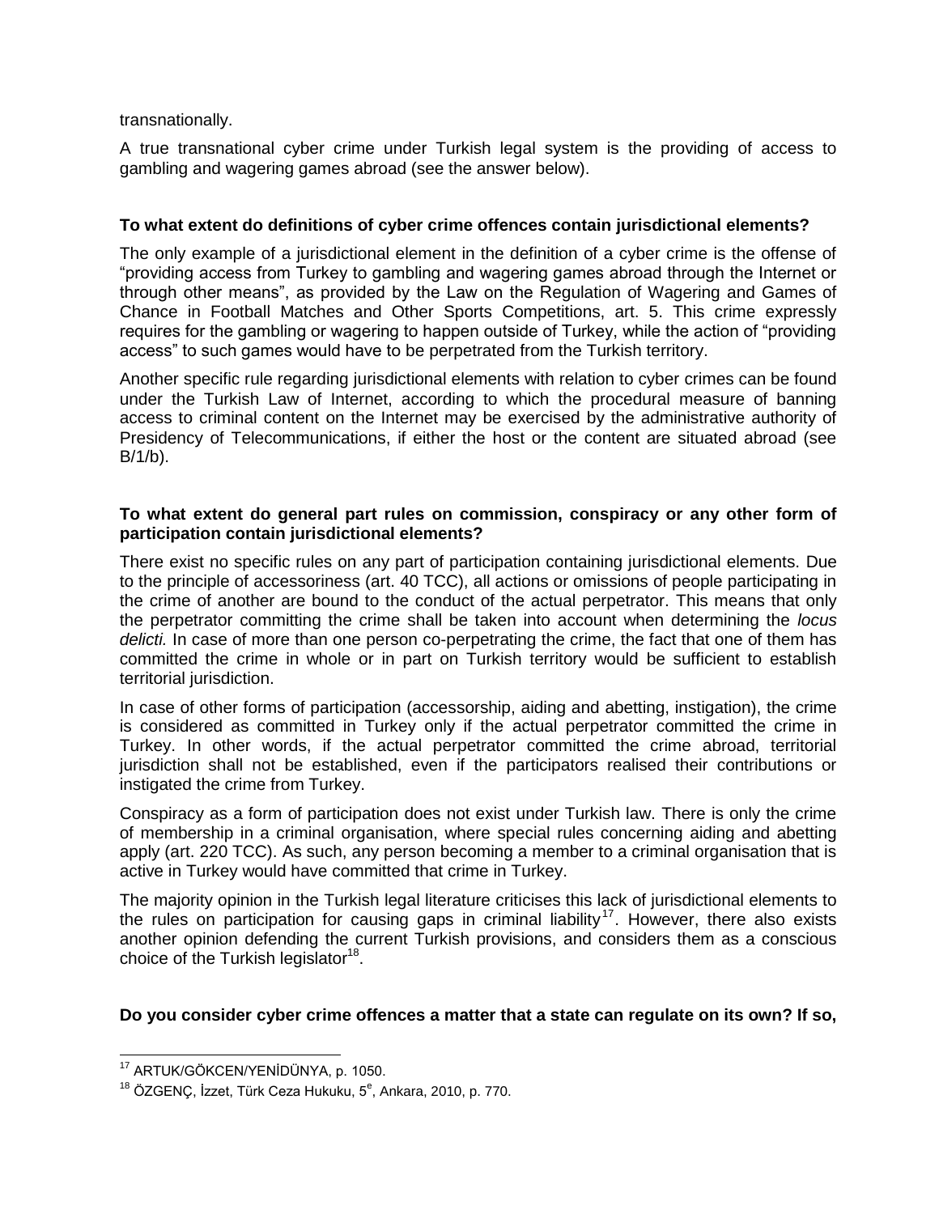transnationally.

A true transnational cyber crime under Turkish legal system is the providing of access to gambling and wagering games abroad (see the answer below).

**To what extent do definitions of cyber crime offences contain jurisdictional elements?**

The only example of a jurisdictional element in the definition of a cyber crime is the offense of "providing access from Turkey to gambling and wagering games abroad through the Internet or through other means", as provided by the Law on the Regulation of Wagering and Games of Chance in Football Matches and Other Sports Competitions, art. 5. This crime expressly requires for the gambling or wagering to happen outside of Turkey, while the action of "providing access" to such games would have to be perpetrated from the Turkish territory.

Another specific rule regarding jurisdictional elements with relation to cyber crimes can be found under the Turkish Law of Internet, according to which the procedural measure of banning access to criminal content on the Internet may be exercised by the administrative authority of Presidency of Telecommunications, if either the host or the content are situated abroad (see B/1/b).

**To what extent do general part rules on commission, conspiracy or any other form of participation contain jurisdictional elements?**

There exist no specific rules on any part of participation containing jurisdictional elements. Due to the principle of accessoriness (art. 40 TCC), all actions or omissions of people participating in the crime of another are bound to the conduct of the actual perpetrator. This means that only the perpetrator committing the crime shall be taken into account when determining the *locus delicti.* In case of more than one person co-perpetrating the crime, the fact that one of them has committed the crime in whole or in part on Turkish territory would be sufficient to establish territorial jurisdiction.

In case of other forms of participation (accessorship, aiding and abetting, instigation), the crime is considered as committed in Turkey only if the actual perpetrator committed the crime in Turkey. In other words, if the actual perpetrator committed the crime abroad, territorial jurisdiction shall not be established, even if the participators realised their contributions or instigated the crime from Turkey.

Conspiracy as a form of participation does not exist under Turkish law. There is only the crime of membership in a criminal organisation, where special rules concerning aiding and abetting apply (art. 220 TCC). As such, any person becoming a member to a criminal organisation that is active in Turkey would have committed that crime in Turkey.

The majority opinion in the Turkish legal literature criticises this lack of jurisdictional elements to the rules on participation for causing gaps in criminal liability[17]. However, there also exists another opinion defending the current Turkish provisions, and considers them as a conscious choice of the Turkish legislator[18].

**Do you consider cyber crime offences a matter that a state can regulate on its own? If so,**

[17] ARTUK/GÖKCEN/YENİDÜNYA, p. 1050.

[18] ÖZGENÇ, İzzet, Türk Ceza Hukuku, 5[e], Ankara, 2010, p. 770.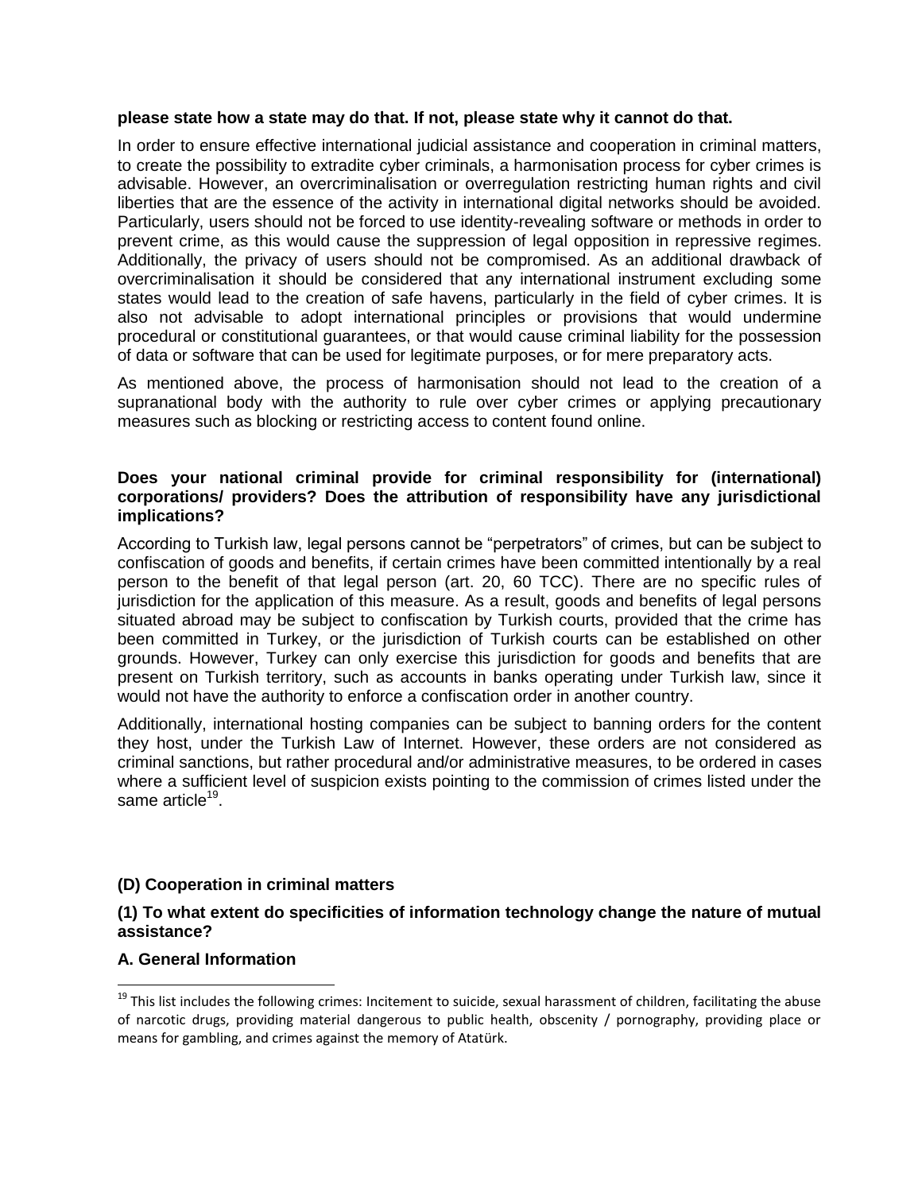**please state how a state may do that. If not, please state why it cannot do that.**

In order to ensure effective international judicial assistance and cooperation in criminal matters, to create the possibility to extradite cyber criminals, a harmonisation process for cyber crimes is advisable. However, an overcriminalisation or overregulation restricting human rights and civil liberties that are the essence of the activity in international digital networks should be avoided. Particularly, users should not be forced to use identity-revealing software or methods in order to prevent crime, as this would cause the suppression of legal opposition in repressive regimes. Additionally, the privacy of users should not be compromised. As an additional drawback of overcriminalisation it should be considered that any international instrument excluding some states would lead to the creation of safe havens, particularly in the field of cyber crimes. It is also not advisable to adopt international principles or provisions that would undermine procedural or constitutional guarantees, or that would cause criminal liability for the possession of data or software that can be used for legitimate purposes, or for mere preparatory acts.

As mentioned above, the process of harmonisation should not lead to the creation of a supranational body with the authority to rule over cyber crimes or applying precautionary measures such as blocking or restricting access to content found online.

**Does your national criminal provide for criminal responsibility for (international) corporations/ providers? Does the attribution of responsibility have any jurisdictional implications?**

According to Turkish law, legal persons cannot be "perpetrators" of crimes, but can be subject to confiscation of goods and benefits, if certain crimes have been committed intentionally by a real person to the benefit of that legal person (art. 20, 60 TCC). There are no specific rules of jurisdiction for the application of this measure. As a result, goods and benefits of legal persons situated abroad may be subject to confiscation by Turkish courts, provided that the crime has been committed in Turkey, or the jurisdiction of Turkish courts can be established on other grounds. However, Turkey can only exercise this jurisdiction for goods and benefits that are present on Turkish territory, such as accounts in banks operating under Turkish law, since it would not have the authority to enforce a confiscation order in another country.

Additionally, international hosting companies can be subject to banning orders for the content they host, under the Turkish Law of Internet. However, these orders are not considered as criminal sanctions, but rather procedural and/or administrative measures, to be ordered in cases where a sufficient level of suspicion exists pointing to the commission of crimes listed under the same article[19].

### (D) Cooperation in criminal matters

#### (1) To what extent do specificities of information technology change the nature of mutual assistance?

#### A. General Information

[19] This list includes the following crimes: Incitement to suicide, sexual harassment of children, facilitating the abuse of narcotic drugs, providing material dangerous to public health, obscenity / pornography, providing place or means for gambling, and crimes against the memory of Atatürk.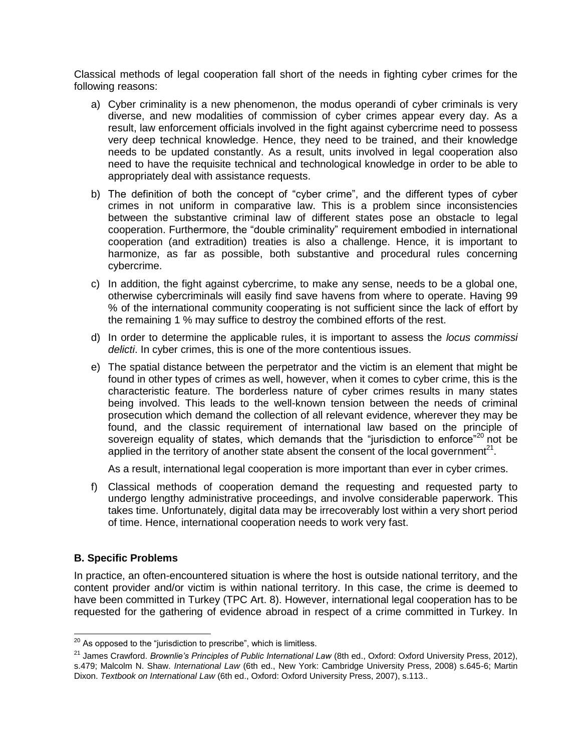Classical methods of legal cooperation fall short of the needs in fighting cyber crimes for the following reasons:

a) Cyber criminality is a new phenomenon, the modus operandi of cyber criminals is very diverse, and new modalities of commission of cyber crimes appear every day. As a result, law enforcement officials involved in the fight against cybercrime need to possess very deep technical knowledge. Hence, they need to be trained, and their knowledge needs to be updated constantly. As a result, units involved in legal cooperation also need to have the requisite technical and technological knowledge in order to be able to appropriately deal with assistance requests.

b) The definition of both the concept of "cyber crime", and the different types of cyber crimes in not uniform in comparative law. This is a problem since inconsistencies between the substantive criminal law of different states pose an obstacle to legal cooperation. Furthermore, the "double criminality" requirement embodied in international cooperation (and extradition) treaties is also a challenge. Hence, it is important to harmonize, as far as possible, both substantive and procedural rules concerning cybercrime.

c) In addition, the fight against cybercrime, to make any sense, needs to be a global one, otherwise cybercriminals will easily find save havens from where to operate. Having 99 % of the international community cooperating is not sufficient since the lack of effort by the remaining 1 % may suffice to destroy the combined efforts of the rest.

d) In order to determine the applicable rules, it is important to assess the *locus commissi delicti*. In cyber crimes, this is one of the more contentious issues.

e) The spatial distance between the perpetrator and the victim is an element that might be found in other types of crimes as well, however, when it comes to cyber crime, this is the characteristic feature. The borderless nature of cyber crimes results in many states being involved. This leads to the well-known tension between the needs of criminal prosecution which demand the collection of all relevant evidence, wherever they may be found, and the classic requirement of international law based on the principle of sovereign equality of states, which demands that the "jurisdiction to enforce"[20] not be applied in the territory of another state absent the consent of the local government[21].

   As a result, international legal cooperation is more important than ever in cyber crimes.

f) Classical methods of cooperation demand the requesting and requested party to undergo lengthy administrative proceedings, and involve considerable paperwork. This takes time. Unfortunately, digital data may be irrecoverably lost within a very short period of time. Hence, international cooperation needs to work very fast.

### B. Specific Problems

In practice, an often-encountered situation is where the host is outside national territory, and the content provider and/or victim is within national territory. In this case, the crime is deemed to have been committed in Turkey (TPC Art. 8). However, international legal cooperation has to be requested for the gathering of evidence abroad in respect of a crime committed in Turkey. In

---

[20] As opposed to the "jurisdiction to prescribe", which is limitless.

[21] James Crawford. *Brownlie's Principles of Public International Law* (8th ed., Oxford: Oxford University Press, 2012), s.479; Malcolm N. Shaw. *International Law* (6th ed., New York: Cambridge University Press, 2008) s.645-6; Martin Dixon. *Textbook on International Law* (6th ed., Oxford: Oxford University Press, 2007), s.113..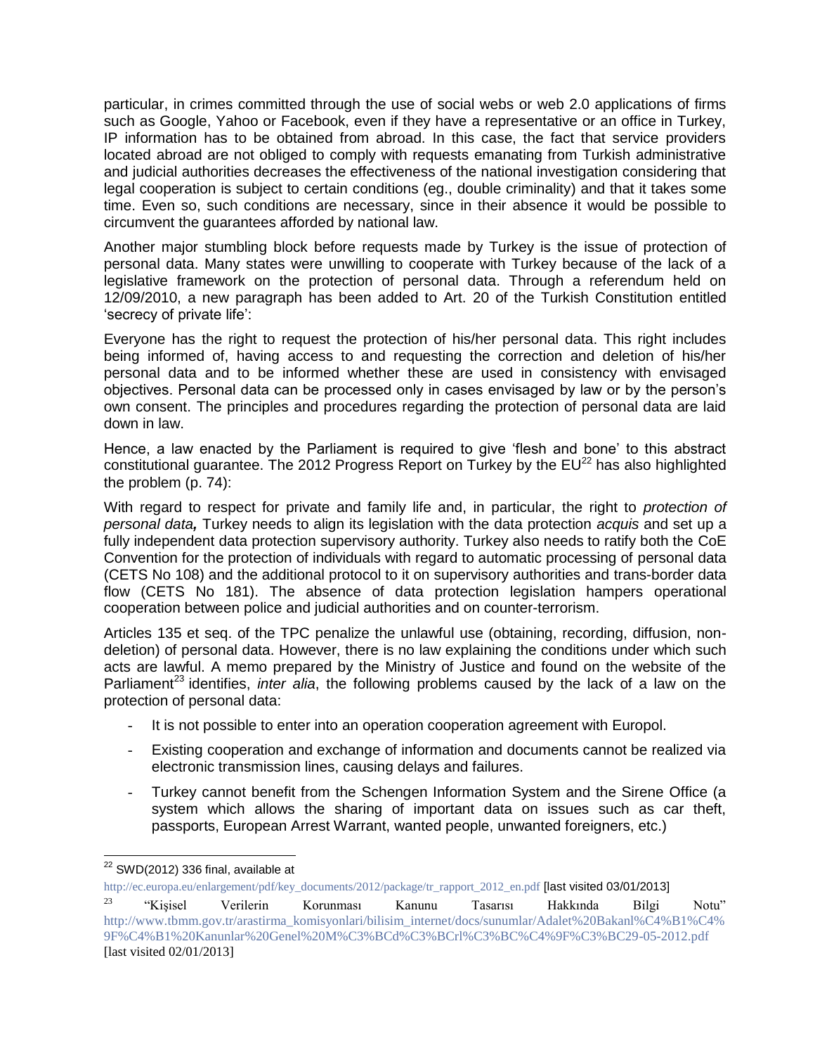particular, in crimes committed through the use of social webs or web 2.0 applications of firms such as Google, Yahoo or Facebook, even if they have a representative or an office in Turkey, IP information has to be obtained from abroad. In this case, the fact that service providers located abroad are not obliged to comply with requests emanating from Turkish administrative and judicial authorities decreases the effectiveness of the national investigation considering that legal cooperation is subject to certain conditions (eg., double criminality) and that it takes some time. Even so, such conditions are necessary, since in their absence it would be possible to circumvent the guarantees afforded by national law.

Another major stumbling block before requests made by Turkey is the issue of protection of personal data. Many states were unwilling to cooperate with Turkey because of the lack of a legislative framework on the protection of personal data. Through a referendum held on 12/09/2010, a new paragraph has been added to Art. 20 of the Turkish Constitution entitled 'secrecy of private life':

Everyone has the right to request the protection of his/her personal data. This right includes being informed of, having access to and requesting the correction and deletion of his/her personal data and to be informed whether these are used in consistency with envisaged objectives. Personal data can be processed only in cases envisaged by law or by the person's own consent. The principles and procedures regarding the protection of personal data are laid down in law.

Hence, a law enacted by the Parliament is required to give 'flesh and bone' to this abstract constitutional guarantee. The 2012 Progress Report on Turkey by the EU[22] has also highlighted the problem (p. 74):

With regard to respect for private and family life and, in particular, the right to *protection of personal data,* Turkey needs to align its legislation with the data protection *acquis* and set up a fully independent data protection supervisory authority. Turkey also needs to ratify both the CoE Convention for the protection of individuals with regard to automatic processing of personal data (CETS No 108) and the additional protocol to it on supervisory authorities and trans-border data flow (CETS No 181). The absence of data protection legislation hampers operational cooperation between police and judicial authorities and on counter-terrorism.

Articles 135 et seq. of the TPC penalize the unlawful use (obtaining, recording, diffusion, non-deletion) of personal data. However, there is no law explaining the conditions under which such acts are lawful. A memo prepared by the Ministry of Justice and found on the website of the Parliament[23] identifies, *inter alia*, the following problems caused by the lack of a law on the protection of personal data:

- It is not possible to enter into an operation cooperation agreement with Europol.
- Existing cooperation and exchange of information and documents cannot be realized via electronic transmission lines, causing delays and failures.
- Turkey cannot benefit from the Schengen Information System and the Sirene Office (a system which allows the sharing of important data on issues such as car theft, passports, European Arrest Warrant, wanted people, unwanted foreigners, etc.)

---

[22] SWD(2012) 336 final, available at http://ec.europa.eu/enlargement/pdf/key_documents/2012/package/tr_rapport_2012_en.pdf [last visited 03/01/2013]

[23] "Kişisel Verilerin Korunması Kanunu Tasarısı Hakkında Bilgi Notu" http://www.tbmm.gov.tr/arastirma_komisyonlari/bilisim_internet/docs/sunumlar/Adalet%20Bakanl%C4%B1%C4%9F%C4%B1%20Kanunlar%20Genel%20M%C3%BCd%C3%BCrl%C3%BC%C4%9F%C3%BC29-05-2012.pdf [last visited 02/01/2013]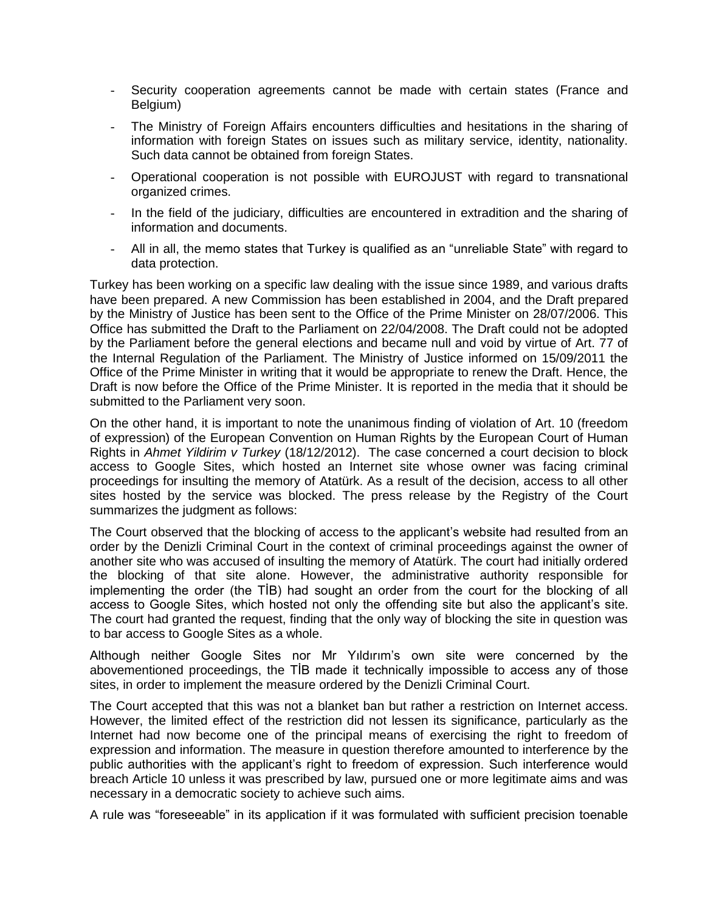- Security cooperation agreements cannot be made with certain states (France and Belgium)
- The Ministry of Foreign Affairs encounters difficulties and hesitations in the sharing of information with foreign States on issues such as military service, identity, nationality. Such data cannot be obtained from foreign States.
- Operational cooperation is not possible with EUROJUST with regard to transnational organized crimes.
- In the field of the judiciary, difficulties are encountered in extradition and the sharing of information and documents.
- All in all, the memo states that Turkey is qualified as an "unreliable State" with regard to data protection.

Turkey has been working on a specific law dealing with the issue since 1989, and various drafts have been prepared. A new Commission has been established in 2004, and the Draft prepared by the Ministry of Justice has been sent to the Office of the Prime Minister on 28/07/2006. This Office has submitted the Draft to the Parliament on 22/04/2008. The Draft could not be adopted by the Parliament before the general elections and became null and void by virtue of Art. 77 of the Internal Regulation of the Parliament. The Ministry of Justice informed on 15/09/2011 the Office of the Prime Minister in writing that it would be appropriate to renew the Draft. Hence, the Draft is now before the Office of the Prime Minister. It is reported in the media that it should be submitted to the Parliament very soon.

On the other hand, it is important to note the unanimous finding of violation of Art. 10 (freedom of expression) of the European Convention on Human Rights by the European Court of Human Rights in *Ahmet Yildirim v Turkey* (18/12/2012). The case concerned a court decision to block access to Google Sites, which hosted an Internet site whose owner was facing criminal proceedings for insulting the memory of Atatürk. As a result of the decision, access to all other sites hosted by the service was blocked. The press release by the Registry of the Court summarizes the judgment as follows:

The Court observed that the blocking of access to the applicant's website had resulted from an order by the Denizli Criminal Court in the context of criminal proceedings against the owner of another site who was accused of insulting the memory of Atatürk. The court had initially ordered the blocking of that site alone. However, the administrative authority responsible for implementing the order (the TİB) had sought an order from the court for the blocking of all access to Google Sites, which hosted not only the offending site but also the applicant's site. The court had granted the request, finding that the only way of blocking the site in question was to bar access to Google Sites as a whole.

Although neither Google Sites nor Mr Yıldırım's own site were concerned by the abovementioned proceedings, the TİB made it technically impossible to access any of those sites, in order to implement the measure ordered by the Denizli Criminal Court.

The Court accepted that this was not a blanket ban but rather a restriction on Internet access. However, the limited effect of the restriction did not lessen its significance, particularly as the Internet had now become one of the principal means of exercising the right to freedom of expression and information. The measure in question therefore amounted to interference by the public authorities with the applicant's right to freedom of expression. Such interference would breach Article 10 unless it was prescribed by law, pursued one or more legitimate aims and was necessary in a democratic society to achieve such aims.

A rule was "foreseeable" in its application if it was formulated with sufficient precision toenable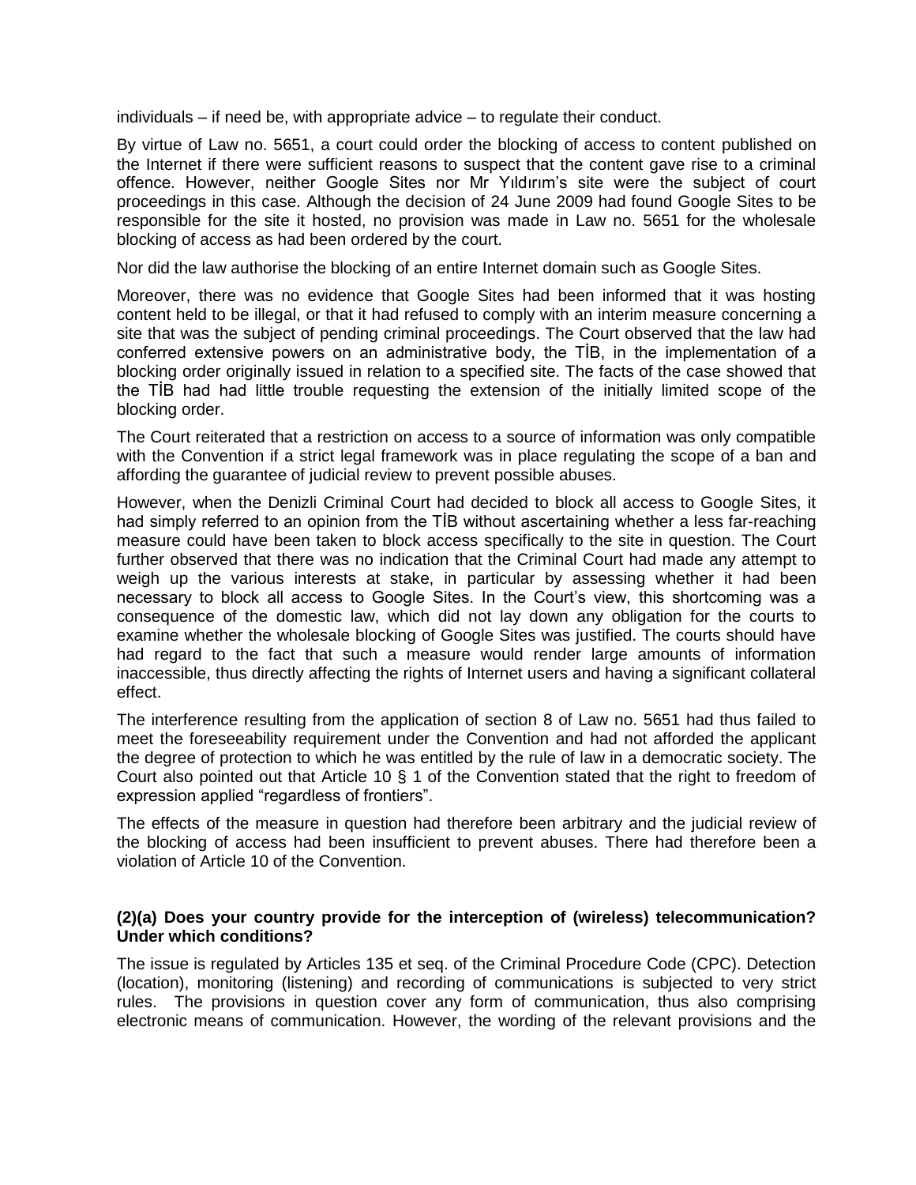individuals – if need be, with appropriate advice – to regulate their conduct.

By virtue of Law no. 5651, a court could order the blocking of access to content published on the Internet if there were sufficient reasons to suspect that the content gave rise to a criminal offence. However, neither Google Sites nor Mr Yıldırım's site were the subject of court proceedings in this case. Although the decision of 24 June 2009 had found Google Sites to be responsible for the site it hosted, no provision was made in Law no. 5651 for the wholesale blocking of access as had been ordered by the court.

Nor did the law authorise the blocking of an entire Internet domain such as Google Sites.

Moreover, there was no evidence that Google Sites had been informed that it was hosting content held to be illegal, or that it had refused to comply with an interim measure concerning a site that was the subject of pending criminal proceedings. The Court observed that the law had conferred extensive powers on an administrative body, the TİB, in the implementation of a blocking order originally issued in relation to a specified site. The facts of the case showed that the TİB had had little trouble requesting the extension of the initially limited scope of the blocking order.

The Court reiterated that a restriction on access to a source of information was only compatible with the Convention if a strict legal framework was in place regulating the scope of a ban and affording the guarantee of judicial review to prevent possible abuses.

However, when the Denizli Criminal Court had decided to block all access to Google Sites, it had simply referred to an opinion from the TİB without ascertaining whether a less far-reaching measure could have been taken to block access specifically to the site in question. The Court further observed that there was no indication that the Criminal Court had made any attempt to weigh up the various interests at stake, in particular by assessing whether it had been necessary to block all access to Google Sites. In the Court's view, this shortcoming was a consequence of the domestic law, which did not lay down any obligation for the courts to examine whether the wholesale blocking of Google Sites was justified. The courts should have had regard to the fact that such a measure would render large amounts of information inaccessible, thus directly affecting the rights of Internet users and having a significant collateral effect.

The interference resulting from the application of section 8 of Law no. 5651 had thus failed to meet the foreseeability requirement under the Convention and had not afforded the applicant the degree of protection to which he was entitled by the rule of law in a democratic society. The Court also pointed out that Article 10 § 1 of the Convention stated that the right to freedom of expression applied "regardless of frontiers".

The effects of the measure in question had therefore been arbitrary and the judicial review of the blocking of access had been insufficient to prevent abuses. There had therefore been a violation of Article 10 of the Convention.

**(2)(a) Does your country provide for the interception of (wireless) telecommunication? Under which conditions?**

The issue is regulated by Articles 135 et seq. of the Criminal Procedure Code (CPC). Detection (location), monitoring (listening) and recording of communications is subjected to very strict rules. The provisions in question cover any form of communication, thus also comprising electronic means of communication. However, the wording of the relevant provisions and the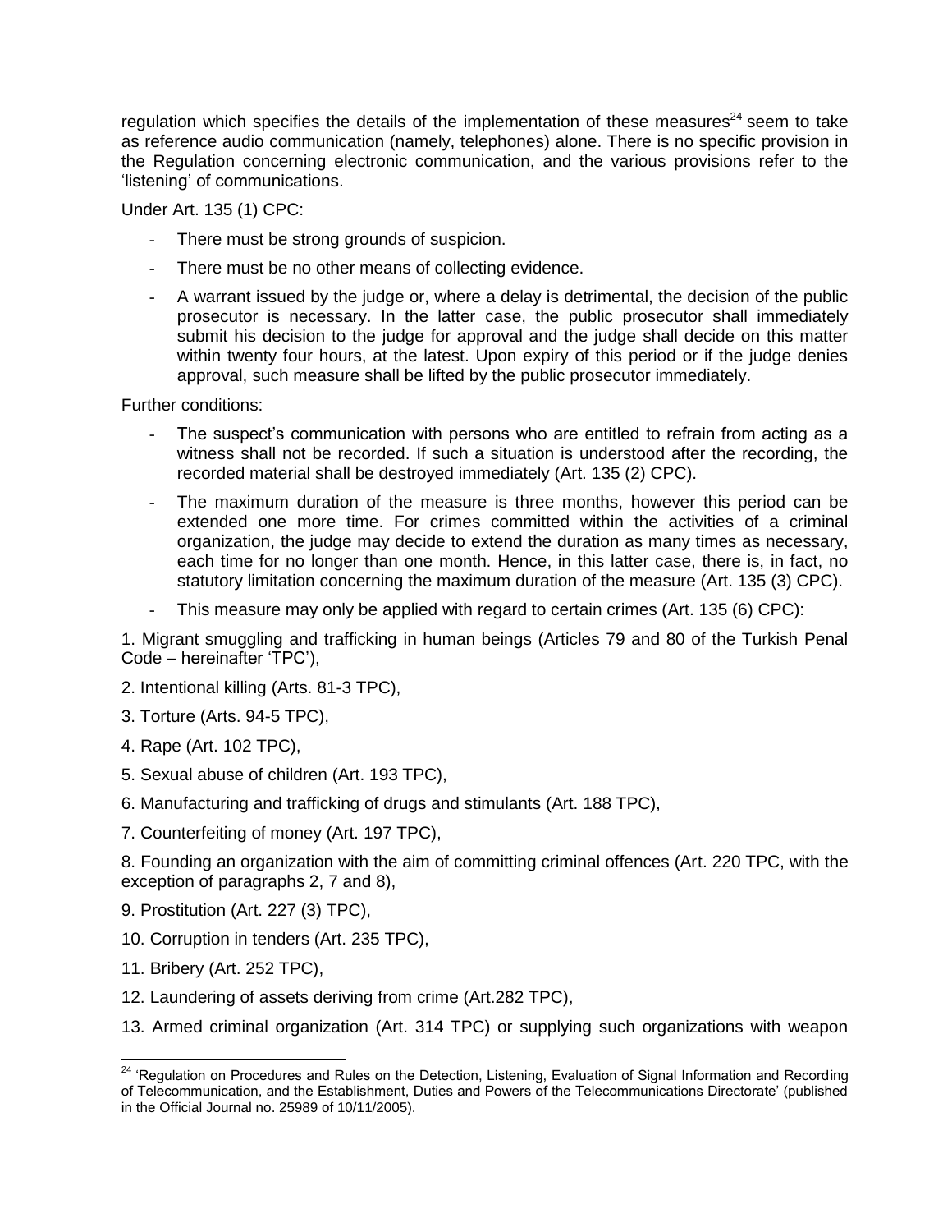regulation which specifies the details of the implementation of these measures[24] seem to take as reference audio communication (namely, telephones) alone. There is no specific provision in the Regulation concerning electronic communication, and the various provisions refer to the 'listening' of communications.

Under Art. 135 (1) CPC:

- There must be strong grounds of suspicion.
- There must be no other means of collecting evidence.
- A warrant issued by the judge or, where a delay is detrimental, the decision of the public prosecutor is necessary. In the latter case, the public prosecutor shall immediately submit his decision to the judge for approval and the judge shall decide on this matter within twenty four hours, at the latest. Upon expiry of this period or if the judge denies approval, such measure shall be lifted by the public prosecutor immediately.

Further conditions:

- The suspect's communication with persons who are entitled to refrain from acting as a witness shall not be recorded. If such a situation is understood after the recording, the recorded material shall be destroyed immediately (Art. 135 (2) CPC).
- The maximum duration of the measure is three months, however this period can be extended one more time. For crimes committed within the activities of a criminal organization, the judge may decide to extend the duration as many times as necessary, each time for no longer than one month. Hence, in this latter case, there is, in fact, no statutory limitation concerning the maximum duration of the measure (Art. 135 (3) CPC).
- This measure may only be applied with regard to certain crimes (Art. 135 (6) CPC):

1. Migrant smuggling and trafficking in human beings (Articles 79 and 80 of the Turkish Penal Code – hereinafter 'TPC'),

2. Intentional killing (Arts. 81-3 TPC),

3. Torture (Arts. 94-5 TPC),

4. Rape (Art. 102 TPC),

5. Sexual abuse of children (Art. 193 TPC),

6. Manufacturing and trafficking of drugs and stimulants (Art. 188 TPC),

7. Counterfeiting of money (Art. 197 TPC),

8. Founding an organization with the aim of committing criminal offences (Art. 220 TPC, with the exception of paragraphs 2, 7 and 8),

9. Prostitution (Art. 227 (3) TPC),

10. Corruption in tenders (Art. 235 TPC),

11. Bribery (Art. 252 TPC),

12. Laundering of assets deriving from crime (Art.282 TPC),

13. Armed criminal organization (Art. 314 TPC) or supplying such organizations with weapon

[24] 'Regulation on Procedures and Rules on the Detection, Listening, Evaluation of Signal Information and Recording of Telecommunication, and the Establishment, Duties and Powers of the Telecommunications Directorate' (published in the Official Journal no. 25989 of 10/11/2005).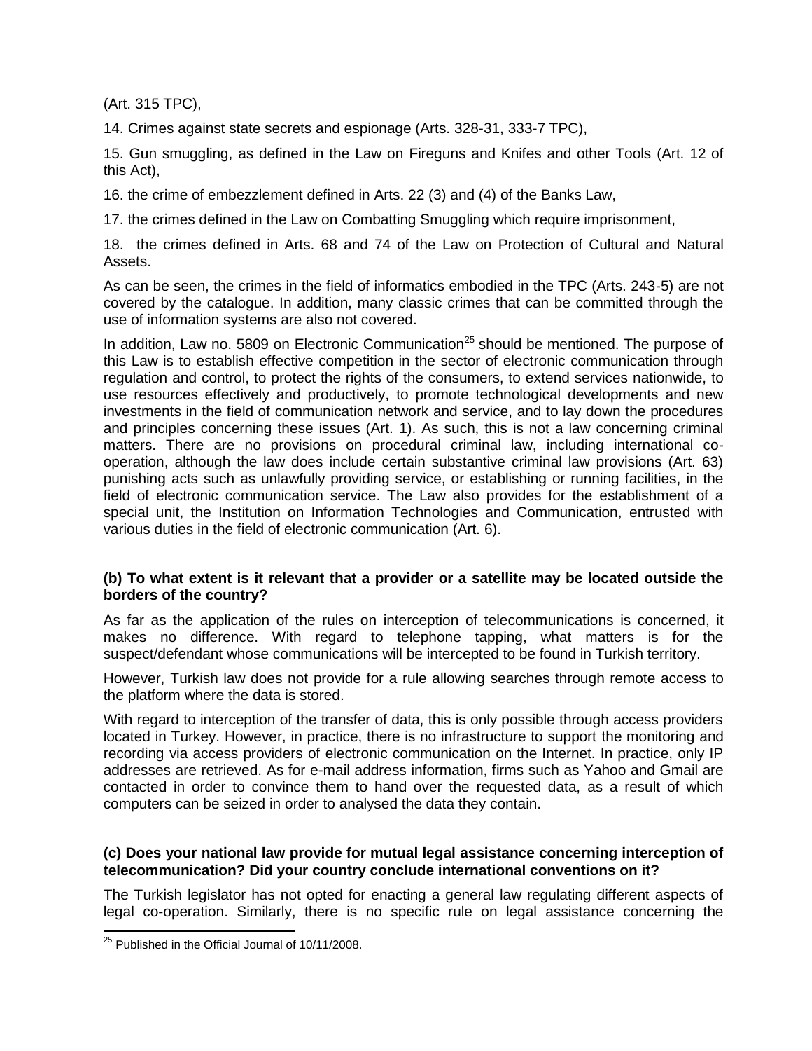(Art. 315 TPC),

14. Crimes against state secrets and espionage (Arts. 328-31, 333-7 TPC),

15. Gun smuggling, as defined in the Law on Fireguns and Knifes and other Tools (Art. 12 of this Act),

16. the crime of embezzlement defined in Arts. 22 (3) and (4) of the Banks Law,

17. the crimes defined in the Law on Combatting Smuggling which require imprisonment,

18. the crimes defined in Arts. 68 and 74 of the Law on Protection of Cultural and Natural Assets.

As can be seen, the crimes in the field of informatics embodied in the TPC (Arts. 243-5) are not covered by the catalogue. In addition, many classic crimes that can be committed through the use of information systems are also not covered.

In addition, Law no. 5809 on Electronic Communication[25] should be mentioned. The purpose of this Law is to establish effective competition in the sector of electronic communication through regulation and control, to protect the rights of the consumers, to extend services nationwide, to use resources effectively and productively, to promote technological developments and new investments in the field of communication network and service, and to lay down the procedures and principles concerning these issues (Art. 1). As such, this is not a law concerning criminal matters. There are no provisions on procedural criminal law, including international co-operation, although the law does include certain substantive criminal law provisions (Art. 63) punishing acts such as unlawfully providing service, or establishing or running facilities, in the field of electronic communication service. The Law also provides for the establishment of a special unit, the Institution on Information Technologies and Communication, entrusted with various duties in the field of electronic communication (Art. 6).

**(b) To what extent is it relevant that a provider or a satellite may be located outside the borders of the country?**

As far as the application of the rules on interception of telecommunications is concerned, it makes no difference. With regard to telephone tapping, what matters is for the suspect/defendant whose communications will be intercepted to be found in Turkish territory.

However, Turkish law does not provide for a rule allowing searches through remote access to the platform where the data is stored.

With regard to interception of the transfer of data, this is only possible through access providers located in Turkey. However, in practice, there is no infrastructure to support the monitoring and recording via access providers of electronic communication on the Internet. In practice, only IP addresses are retrieved. As for e-mail address information, firms such as Yahoo and Gmail are contacted in order to convince them to hand over the requested data, as a result of which computers can be seized in order to analysed the data they contain.

**(c) Does your national law provide for mutual legal assistance concerning interception of telecommunication? Did your country conclude international conventions on it?**

The Turkish legislator has not opted for enacting a general law regulating different aspects of legal co-operation. Similarly, there is no specific rule on legal assistance concerning the

[25] Published in the Official Journal of 10/11/2008.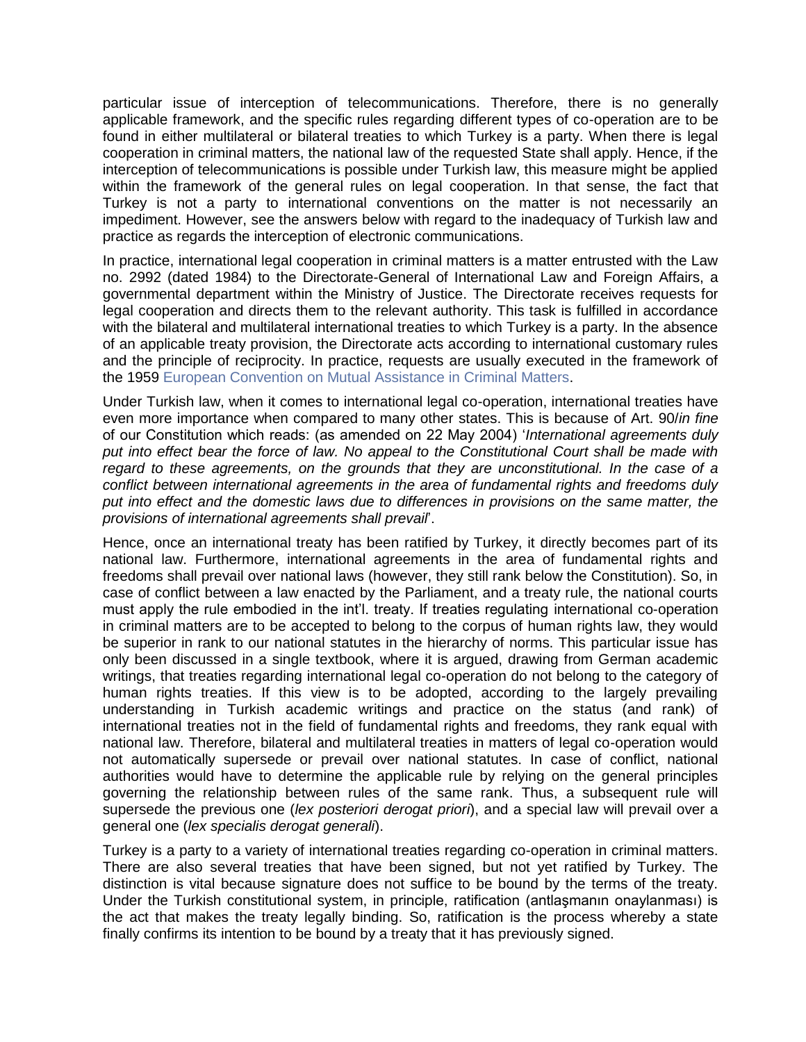particular issue of interception of telecommunications. Therefore, there is no generally applicable framework, and the specific rules regarding different types of co-operation are to be found in either multilateral or bilateral treaties to which Turkey is a party. When there is legal cooperation in criminal matters, the national law of the requested State shall apply. Hence, if the interception of telecommunications is possible under Turkish law, this measure might be applied within the framework of the general rules on legal cooperation. In that sense, the fact that Turkey is not a party to international conventions on the matter is not necessarily an impediment. However, see the answers below with regard to the inadequacy of Turkish law and practice as regards the interception of electronic communications.

In practice, international legal cooperation in criminal matters is a matter entrusted with the Law no. 2992 (dated 1984) to the Directorate-General of International Law and Foreign Affairs, a governmental department within the Ministry of Justice. The Directorate receives requests for legal cooperation and directs them to the relevant authority. This task is fulfilled in accordance with the bilateral and multilateral international treaties to which Turkey is a party. In the absence of an applicable treaty provision, the Directorate acts according to international customary rules and the principle of reciprocity. In practice, requests are usually executed in the framework of the 1959 European Convention on Mutual Assistance in Criminal Matters.

Under Turkish law, when it comes to international legal co-operation, international treaties have even more importance when compared to many other states. This is because of Art. 90/*in fine* of our Constitution which reads: (as amended on 22 May 2004) '*International agreements duly put into effect bear the force of law. No appeal to the Constitutional Court shall be made with regard to these agreements, on the grounds that they are unconstitutional. In the case of a conflict between international agreements in the area of fundamental rights and freedoms duly put into effect and the domestic laws due to differences in provisions on the same matter, the provisions of international agreements shall prevail*'.

Hence, once an international treaty has been ratified by Turkey, it directly becomes part of its national law. Furthermore, international agreements in the area of fundamental rights and freedoms shall prevail over national laws (however, they still rank below the Constitution). So, in case of conflict between a law enacted by the Parliament, and a treaty rule, the national courts must apply the rule embodied in the int'l. treaty. If treaties regulating international co-operation in criminal matters are to be accepted to belong to the corpus of human rights law, they would be superior in rank to our national statutes in the hierarchy of norms. This particular issue has only been discussed in a single textbook, where it is argued, drawing from German academic writings, that treaties regarding international legal co-operation do not belong to the category of human rights treaties. If this view is to be adopted, according to the largely prevailing understanding in Turkish academic writings and practice on the status (and rank) of international treaties not in the field of fundamental rights and freedoms, they rank equal with national law. Therefore, bilateral and multilateral treaties in matters of legal co-operation would not automatically supersede or prevail over national statutes. In case of conflict, national authorities would have to determine the applicable rule by relying on the general principles governing the relationship between rules of the same rank. Thus, a subsequent rule will supersede the previous one (*lex posteriori derogat priori*), and a special law will prevail over a general one (*lex specialis derogat generali*).

Turkey is a party to a variety of international treaties regarding co-operation in criminal matters. There are also several treaties that have been signed, but not yet ratified by Turkey. The distinction is vital because signature does not suffice to be bound by the terms of the treaty. Under the Turkish constitutional system, in principle, ratification (antlaşmanın onaylanması) is the act that makes the treaty legally binding. So, ratification is the process whereby a state finally confirms its intention to be bound by a treaty that it has previously signed.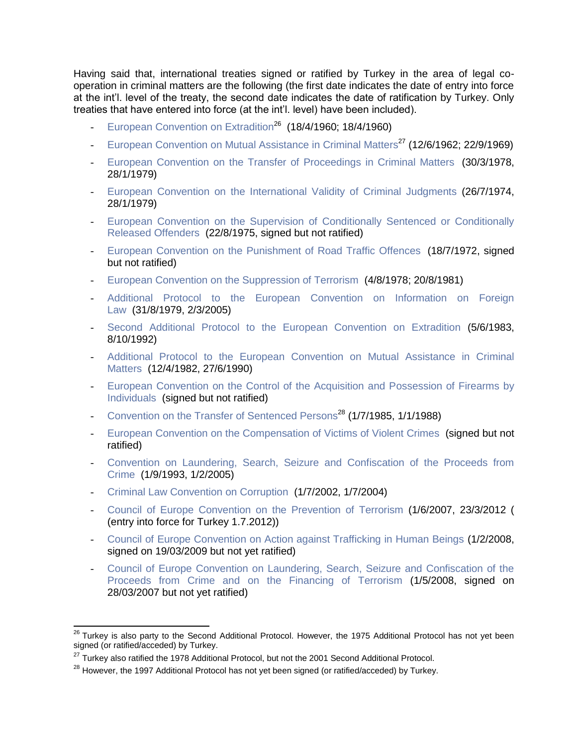Having said that, international treaties signed or ratified by Turkey in the area of legal co-operation in criminal matters are the following (the first date indicates the date of entry into force at the int'l. level of the treaty, the second date indicates the date of ratification by Turkey. Only treaties that have entered into force (at the int'l. level) have been included).

- European Convention on Extradition[26] (18/4/1960; 18/4/1960)
- European Convention on Mutual Assistance in Criminal Matters[27] (12/6/1962; 22/9/1969)
- European Convention on the Transfer of Proceedings in Criminal Matters (30/3/1978, 28/1/1979)
- European Convention on the International Validity of Criminal Judgments (26/7/1974, 28/1/1979)
- European Convention on the Supervision of Conditionally Sentenced or Conditionally Released Offenders (22/8/1975, signed but not ratified)
- European Convention on the Punishment of Road Traffic Offences (18/7/1972, signed but not ratified)
- European Convention on the Suppression of Terrorism (4/8/1978; 20/8/1981)
- Additional Protocol to the European Convention on Information on Foreign Law (31/8/1979, 2/3/2005)
- Second Additional Protocol to the European Convention on Extradition (5/6/1983, 8/10/1992)
- Additional Protocol to the European Convention on Mutual Assistance in Criminal Matters (12/4/1982, 27/6/1990)
- European Convention on the Control of the Acquisition and Possession of Firearms by Individuals (signed but not ratified)
- Convention on the Transfer of Sentenced Persons[28] (1/7/1985, 1/1/1988)
- European Convention on the Compensation of Victims of Violent Crimes (signed but not ratified)
- Convention on Laundering, Search, Seizure and Confiscation of the Proceeds from Crime (1/9/1993, 1/2/2005)
- Criminal Law Convention on Corruption (1/7/2002, 1/7/2004)
- Council of Europe Convention on the Prevention of Terrorism (1/6/2007, 23/3/2012 ( (entry into force for Turkey 1.7.2012))
- Council of Europe Convention on Action against Trafficking in Human Beings (1/2/2008, signed on 19/03/2009 but not yet ratified)
- Council of Europe Convention on Laundering, Search, Seizure and Confiscation of the Proceeds from Crime and on the Financing of Terrorism (1/5/2008, signed on 28/03/2007 but not yet ratified)

---

[26] Turkey is also party to the Second Additional Protocol. However, the 1975 Additional Protocol has not yet been signed (or ratified/acceded) by Turkey.

[27] Turkey also ratified the 1978 Additional Protocol, but not the 2001 Second Additional Protocol.

[28] However, the 1997 Additional Protocol has not yet been signed (or ratified/acceded) by Turkey.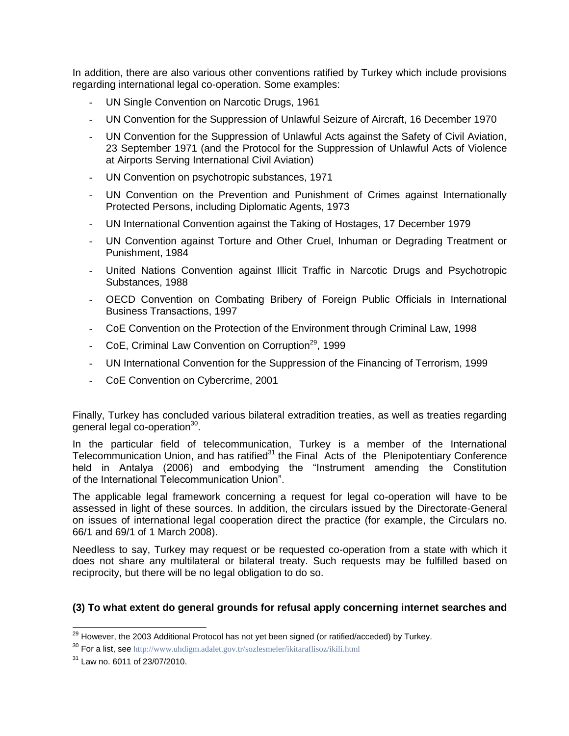In addition, there are also various other conventions ratified by Turkey which include provisions regarding international legal co-operation. Some examples:

- UN Single Convention on Narcotic Drugs, 1961
- UN Convention for the Suppression of Unlawful Seizure of Aircraft, 16 December 1970
- UN Convention for the Suppression of Unlawful Acts against the Safety of Civil Aviation, 23 September 1971 (and the Protocol for the Suppression of Unlawful Acts of Violence at Airports Serving International Civil Aviation)
- UN Convention on psychotropic substances, 1971
- UN Convention on the Prevention and Punishment of Crimes against Internationally Protected Persons, including Diplomatic Agents, 1973
- UN International Convention against the Taking of Hostages, 17 December 1979
- UN Convention against Torture and Other Cruel, Inhuman or Degrading Treatment or Punishment, 1984
- United Nations Convention against Illicit Traffic in Narcotic Drugs and Psychotropic Substances, 1988
- OECD Convention on Combating Bribery of Foreign Public Officials in International Business Transactions, 1997
- CoE Convention on the Protection of the Environment through Criminal Law, 1998
- CoE, Criminal Law Convention on Corruption[29], 1999
- UN International Convention for the Suppression of the Financing of Terrorism, 1999
- CoE Convention on Cybercrime, 2001

Finally, Turkey has concluded various bilateral extradition treaties, as well as treaties regarding general legal co-operation[30].

In the particular field of telecommunication, Turkey is a member of the International Telecommunication Union, and has ratified[31] the Final Acts of the Plenipotentiary Conference held in Antalya (2006) and embodying the "Instrument amending the Constitution of the International Telecommunication Union".

The applicable legal framework concerning a request for legal co-operation will have to be assessed in light of these sources. In addition, the circulars issued by the Directorate-General on issues of international legal cooperation direct the practice (for example, the Circulars no. 66/1 and 69/1 of 1 March 2008).

Needless to say, Turkey may request or be requested co-operation from a state with which it does not share any multilateral or bilateral treaty. Such requests may be fulfilled based on reciprocity, but there will be no legal obligation to do so.

**(3) To what extent do general grounds for refusal apply concerning internet searches and**

[29] However, the 2003 Additional Protocol has not yet been signed (or ratified/acceded) by Turkey.

[30] For a list, see http://www.uhdigm.adalet.gov.tr/sozlesmeler/ikitaraflisoz/ikili.html

[31] Law no. 6011 of 23/07/2010.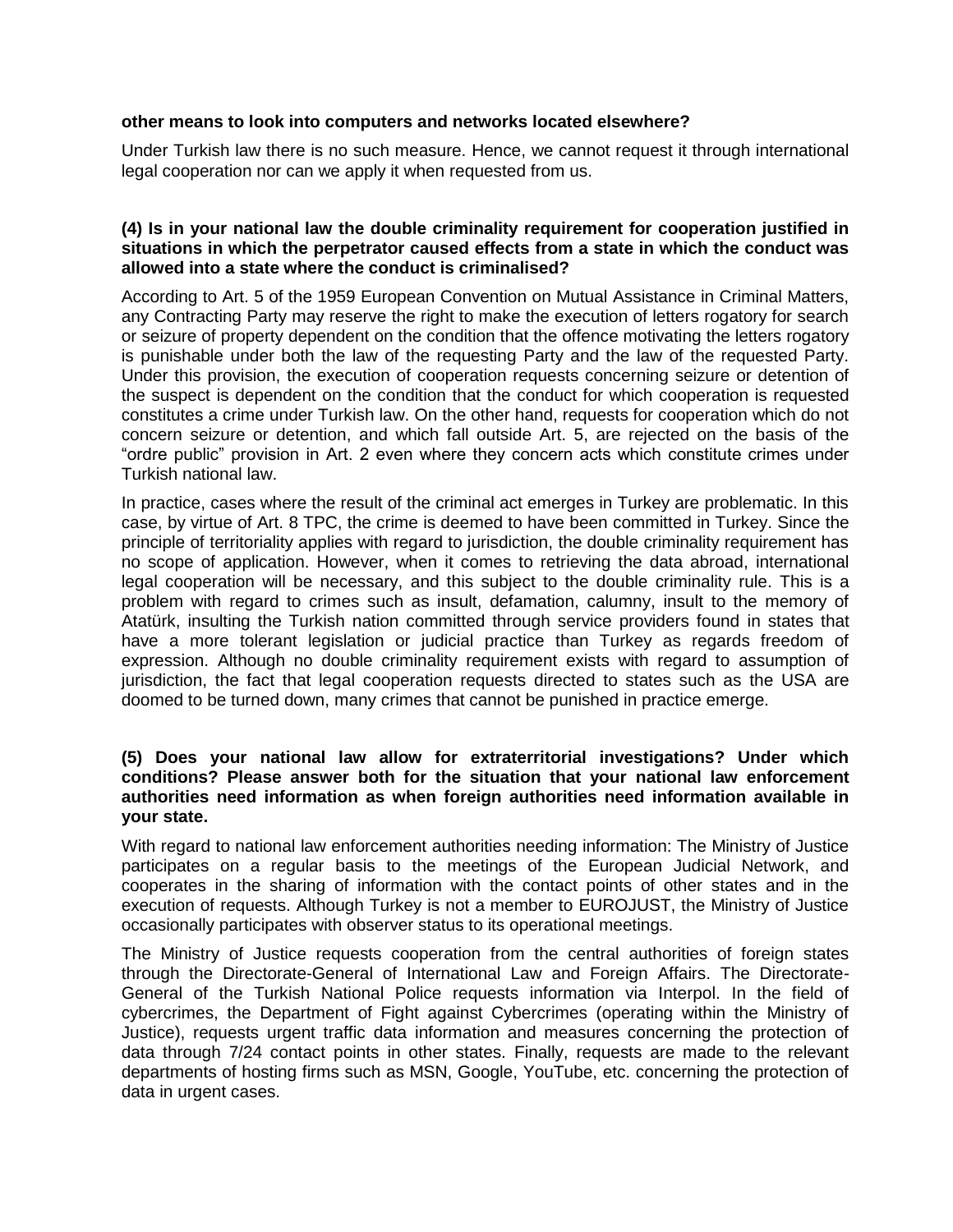**other means to look into computers and networks located elsewhere?**

Under Turkish law there is no such measure. Hence, we cannot request it through international legal cooperation nor can we apply it when requested from us.

**(4) Is in your national law the double criminality requirement for cooperation justified in situations in which the perpetrator caused effects from a state in which the conduct was allowed into a state where the conduct is criminalised?**

According to Art. 5 of the 1959 European Convention on Mutual Assistance in Criminal Matters, any Contracting Party may reserve the right to make the execution of letters rogatory for search or seizure of property dependent on the condition that the offence motivating the letters rogatory is punishable under both the law of the requesting Party and the law of the requested Party. Under this provision, the execution of cooperation requests concerning seizure or detention of the suspect is dependent on the condition that the conduct for which cooperation is requested constitutes a crime under Turkish law. On the other hand, requests for cooperation which do not concern seizure or detention, and which fall outside Art. 5, are rejected on the basis of the "ordre public" provision in Art. 2 even where they concern acts which constitute crimes under Turkish national law.

In practice, cases where the result of the criminal act emerges in Turkey are problematic. In this case, by virtue of Art. 8 TPC, the crime is deemed to have been committed in Turkey. Since the principle of territoriality applies with regard to jurisdiction, the double criminality requirement has no scope of application. However, when it comes to retrieving the data abroad, international legal cooperation will be necessary, and this subject to the double criminality rule. This is a problem with regard to crimes such as insult, defamation, calumny, insult to the memory of Atatürk, insulting the Turkish nation committed through service providers found in states that have a more tolerant legislation or judicial practice than Turkey as regards freedom of expression. Although no double criminality requirement exists with regard to assumption of jurisdiction, the fact that legal cooperation requests directed to states such as the USA are doomed to be turned down, many crimes that cannot be punished in practice emerge.

**(5) Does your national law allow for extraterritorial investigations? Under which conditions? Please answer both for the situation that your national law enforcement authorities need information as when foreign authorities need information available in your state.**

With regard to national law enforcement authorities needing information: The Ministry of Justice participates on a regular basis to the meetings of the European Judicial Network, and cooperates in the sharing of information with the contact points of other states and in the execution of requests. Although Turkey is not a member to EUROJUST, the Ministry of Justice occasionally participates with observer status to its operational meetings.

The Ministry of Justice requests cooperation from the central authorities of foreign states through the Directorate-General of International Law and Foreign Affairs. The Directorate-General of the Turkish National Police requests information via Interpol. In the field of cybercrimes, the Department of Fight against Cybercrimes (operating within the Ministry of Justice), requests urgent traffic data information and measures concerning the protection of data through 7/24 contact points in other states. Finally, requests are made to the relevant departments of hosting firms such as MSN, Google, YouTube, etc. concerning the protection of data in urgent cases.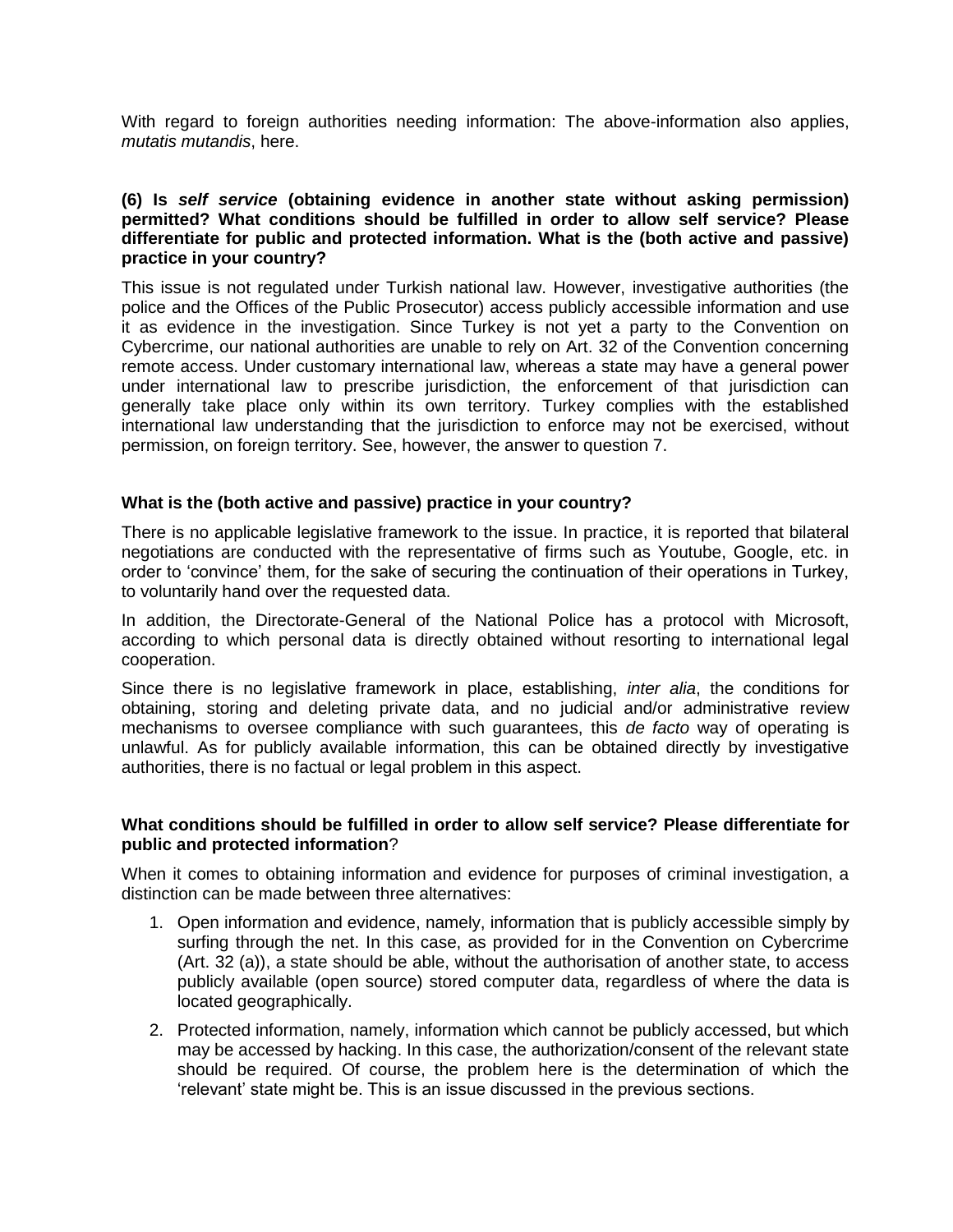With regard to foreign authorities needing information: The above-information also applies, *mutatis mutandis*, here.

**(6) Is *self service* (obtaining evidence in another state without asking permission) permitted? What conditions should be fulfilled in order to allow self service? Please differentiate for public and protected information. What is the (both active and passive) practice in your country?**

This issue is not regulated under Turkish national law. However, investigative authorities (the police and the Offices of the Public Prosecutor) access publicly accessible information and use it as evidence in the investigation. Since Turkey is not yet a party to the Convention on Cybercrime, our national authorities are unable to rely on Art. 32 of the Convention concerning remote access. Under customary international law, whereas a state may have a general power under international law to prescribe jurisdiction, the enforcement of that jurisdiction can generally take place only within its own territory. Turkey complies with the established international law understanding that the jurisdiction to enforce may not be exercised, without permission, on foreign territory. See, however, the answer to question 7.

**What is the (both active and passive) practice in your country?**

There is no applicable legislative framework to the issue. In practice, it is reported that bilateral negotiations are conducted with the representative of firms such as Youtube, Google, etc. in order to 'convince' them, for the sake of securing the continuation of their operations in Turkey, to voluntarily hand over the requested data.

In addition, the Directorate-General of the National Police has a protocol with Microsoft, according to which personal data is directly obtained without resorting to international legal cooperation.

Since there is no legislative framework in place, establishing, *inter alia*, the conditions for obtaining, storing and deleting private data, and no judicial and/or administrative review mechanisms to oversee compliance with such guarantees, this *de facto* way of operating is unlawful. As for publicly available information, this can be obtained directly by investigative authorities, there is no factual or legal problem in this aspect.

**What conditions should be fulfilled in order to allow self service? Please differentiate for public and protected information**?

When it comes to obtaining information and evidence for purposes of criminal investigation, a distinction can be made between three alternatives:

1. Open information and evidence, namely, information that is publicly accessible simply by surfing through the net. In this case, as provided for in the Convention on Cybercrime (Art. 32 (a)), a state should be able, without the authorisation of another state, to access publicly available (open source) stored computer data, regardless of where the data is located geographically.
2. Protected information, namely, information which cannot be publicly accessed, but which may be accessed by hacking. In this case, the authorization/consent of the relevant state should be required. Of course, the problem here is the determination of which the 'relevant' state might be. This is an issue discussed in the previous sections.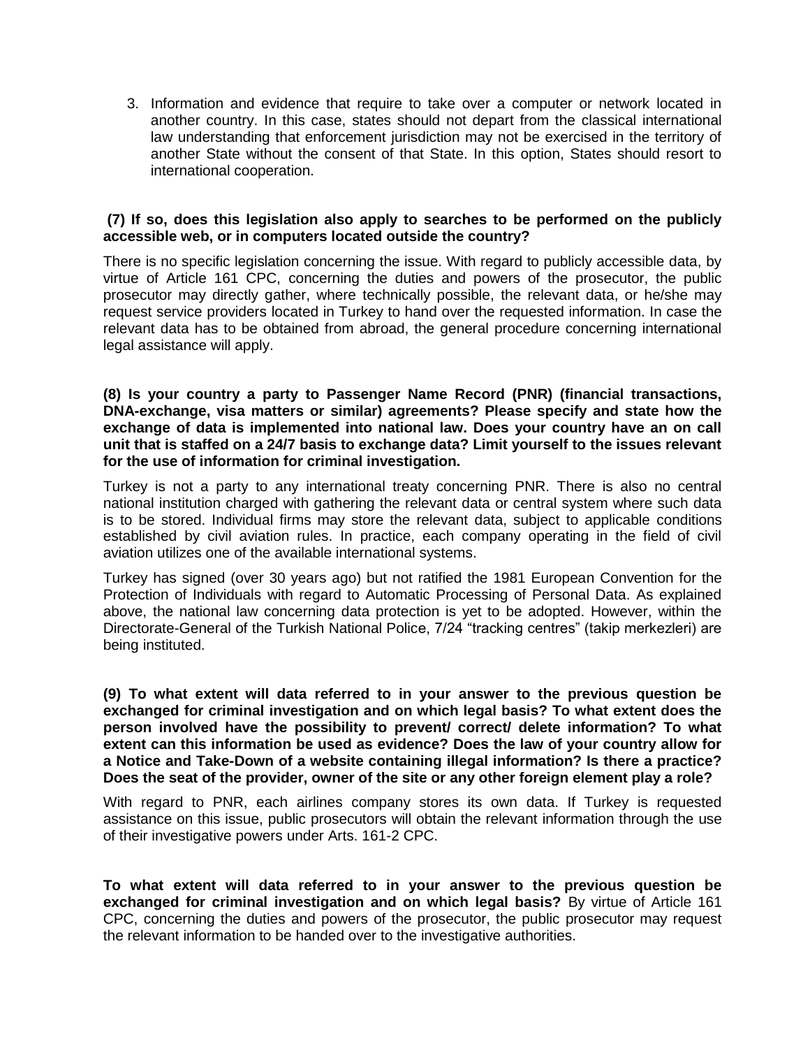3. Information and evidence that require to take over a computer or network located in another country. In this case, states should not depart from the classical international law understanding that enforcement jurisdiction may not be exercised in the territory of another State without the consent of that State. In this option, States should resort to international cooperation.

**(7) If so, does this legislation also apply to searches to be performed on the publicly accessible web, or in computers located outside the country?**

There is no specific legislation concerning the issue. With regard to publicly accessible data, by virtue of Article 161 CPC, concerning the duties and powers of the prosecutor, the public prosecutor may directly gather, where technically possible, the relevant data, or he/she may request service providers located in Turkey to hand over the requested information. In case the relevant data has to be obtained from abroad, the general procedure concerning international legal assistance will apply.

**(8) Is your country a party to Passenger Name Record (PNR) (financial transactions, DNA-exchange, visa matters or similar) agreements? Please specify and state how the exchange of data is implemented into national law. Does your country have an on call unit that is staffed on a 24/7 basis to exchange data? Limit yourself to the issues relevant for the use of information for criminal investigation.**

Turkey is not a party to any international treaty concerning PNR. There is also no central national institution charged with gathering the relevant data or central system where such data is to be stored. Individual firms may store the relevant data, subject to applicable conditions established by civil aviation rules. In practice, each company operating in the field of civil aviation utilizes one of the available international systems.

Turkey has signed (over 30 years ago) but not ratified the 1981 European Convention for the Protection of Individuals with regard to Automatic Processing of Personal Data. As explained above, the national law concerning data protection is yet to be adopted. However, within the Directorate-General of the Turkish National Police, 7/24 "tracking centres" (takip merkezleri) are being instituted.

**(9) To what extent will data referred to in your answer to the previous question be exchanged for criminal investigation and on which legal basis? To what extent does the person involved have the possibility to prevent/ correct/ delete information? To what extent can this information be used as evidence? Does the law of your country allow for a Notice and Take-Down of a website containing illegal information? Is there a practice? Does the seat of the provider, owner of the site or any other foreign element play a role?**

With regard to PNR, each airlines company stores its own data. If Turkey is requested assistance on this issue, public prosecutors will obtain the relevant information through the use of their investigative powers under Arts. 161-2 CPC.

**To what extent will data referred to in your answer to the previous question be exchanged for criminal investigation and on which legal basis?** By virtue of Article 161 CPC, concerning the duties and powers of the prosecutor, the public prosecutor may request the relevant information to be handed over to the investigative authorities.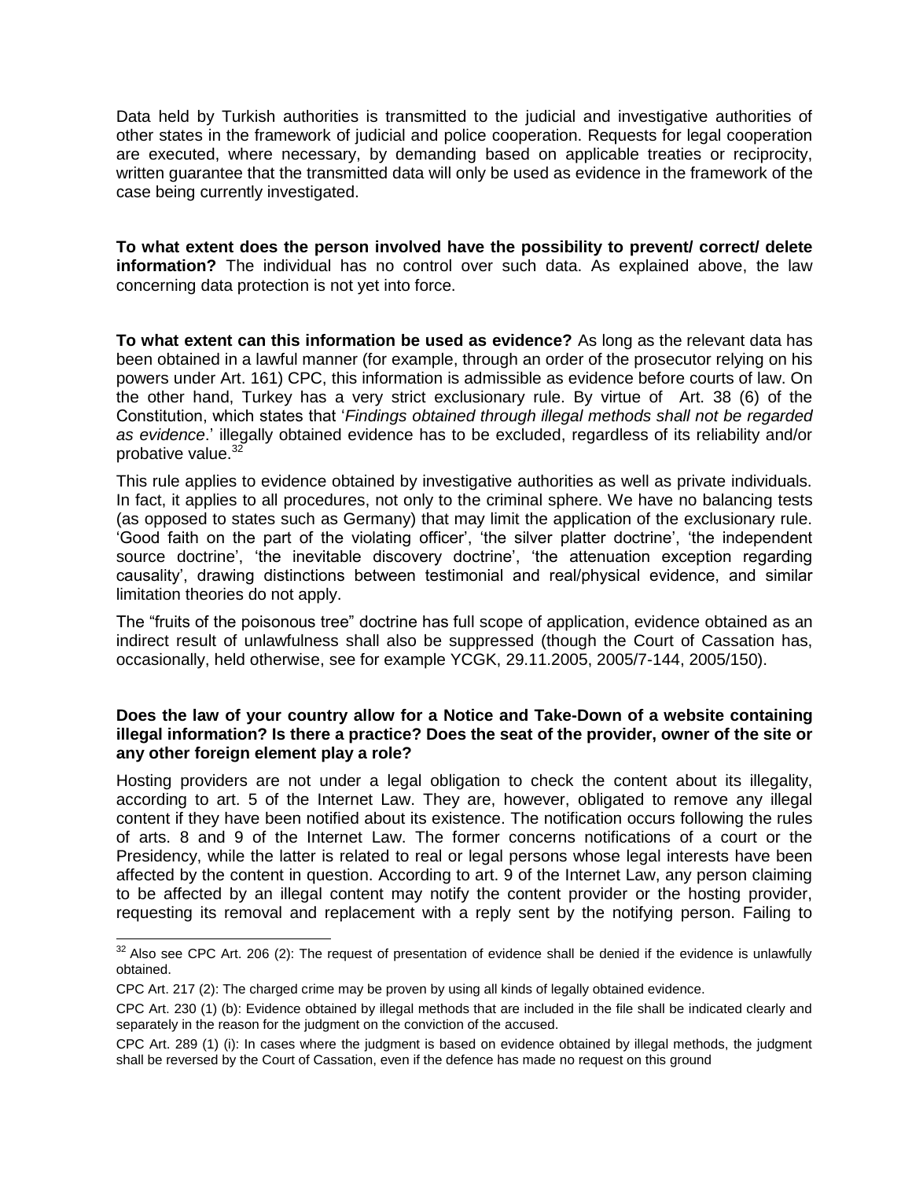Data held by Turkish authorities is transmitted to the judicial and investigative authorities of other states in the framework of judicial and police cooperation. Requests for legal cooperation are executed, where necessary, by demanding based on applicable treaties or reciprocity, written guarantee that the transmitted data will only be used as evidence in the framework of the case being currently investigated.

**To what extent does the person involved have the possibility to prevent/ correct/ delete information?** The individual has no control over such data. As explained above, the law concerning data protection is not yet into force.

**To what extent can this information be used as evidence?** As long as the relevant data has been obtained in a lawful manner (for example, through an order of the prosecutor relying on his powers under Art. 161) CPC, this information is admissible as evidence before courts of law. On the other hand, Turkey has a very strict exclusionary rule. By virtue of Art. 38 (6) of the Constitution, which states that '*Findings obtained through illegal methods shall not be regarded as evidence*.' illegally obtained evidence has to be excluded, regardless of its reliability and/or probative value.[32]

This rule applies to evidence obtained by investigative authorities as well as private individuals. In fact, it applies to all procedures, not only to the criminal sphere. We have no balancing tests (as opposed to states such as Germany) that may limit the application of the exclusionary rule. 'Good faith on the part of the violating officer', 'the silver platter doctrine', 'the independent source doctrine', 'the inevitable discovery doctrine', 'the attenuation exception regarding causality', drawing distinctions between testimonial and real/physical evidence, and similar limitation theories do not apply.

The "fruits of the poisonous tree" doctrine has full scope of application, evidence obtained as an indirect result of unlawfulness shall also be suppressed (though the Court of Cassation has, occasionally, held otherwise, see for example YCGK, 29.11.2005, 2005/7-144, 2005/150).

**Does the law of your country allow for a Notice and Take-Down of a website containing illegal information? Is there a practice? Does the seat of the provider, owner of the site or any other foreign element play a role?**

Hosting providers are not under a legal obligation to check the content about its illegality, according to art. 5 of the Internet Law. They are, however, obligated to remove any illegal content if they have been notified about its existence. The notification occurs following the rules of arts. 8 and 9 of the Internet Law. The former concerns notifications of a court or the Presidency, while the latter is related to real or legal persons whose legal interests have been affected by the content in question. According to art. 9 of the Internet Law, any person claiming to be affected by an illegal content may notify the content provider or the hosting provider, requesting its removal and replacement with a reply sent by the notifying person. Failing to

---

[32] Also see CPC Art. 206 (2): The request of presentation of evidence shall be denied if the evidence is unlawfully obtained.

CPC Art. 217 (2): The charged crime may be proven by using all kinds of legally obtained evidence.

CPC Art. 230 (1) (b): Evidence obtained by illegal methods that are included in the file shall be indicated clearly and separately in the reason for the judgment on the conviction of the accused.

CPC Art. 289 (1) (i): In cases where the judgment is based on evidence obtained by illegal methods, the judgment shall be reversed by the Court of Cassation, even if the defence has made no request on this ground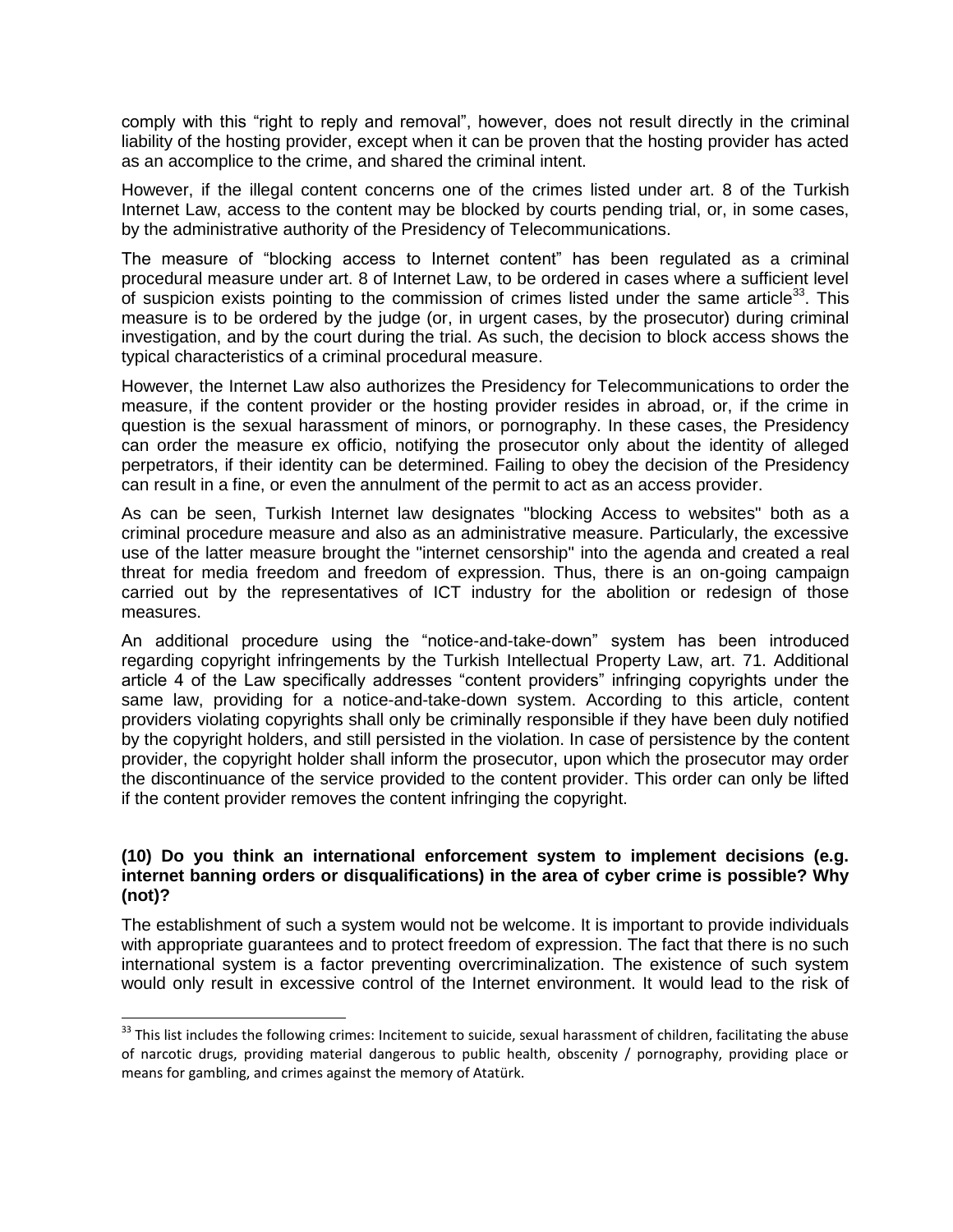comply with this “right to reply and removal”, however, does not result directly in the criminal liability of the hosting provider, except when it can be proven that the hosting provider has acted as an accomplice to the crime, and shared the criminal intent.

However, if the illegal content concerns one of the crimes listed under art. 8 of the Turkish Internet Law, access to the content may be blocked by courts pending trial, or, in some cases, by the administrative authority of the Presidency of Telecommunications.

The measure of “blocking access to Internet content” has been regulated as a criminal procedural measure under art. 8 of Internet Law, to be ordered in cases where a sufficient level of suspicion exists pointing to the commission of crimes listed under the same article[33]. This measure is to be ordered by the judge (or, in urgent cases, by the prosecutor) during criminal investigation, and by the court during the trial. As such, the decision to block access shows the typical characteristics of a criminal procedural measure.

However, the Internet Law also authorizes the Presidency for Telecommunications to order the measure, if the content provider or the hosting provider resides in abroad, or, if the crime in question is the sexual harassment of minors, or pornography. In these cases, the Presidency can order the measure ex officio, notifying the prosecutor only about the identity of alleged perpetrators, if their identity can be determined. Failing to obey the decision of the Presidency can result in a fine, or even the annulment of the permit to act as an access provider.

As can be seen, Turkish Internet law designates "blocking Access to websites" both as a criminal procedure measure and also as an administrative measure. Particularly, the excessive use of the latter measure brought the "internet censorship" into the agenda and created a real threat for media freedom and freedom of expression. Thus, there is an on-going campaign carried out by the representatives of ICT industry for the abolition or redesign of those measures.

An additional procedure using the “notice-and-take-down” system has been introduced regarding copyright infringements by the Turkish Intellectual Property Law, art. 71. Additional article 4 of the Law specifically addresses “content providers” infringing copyrights under the same law, providing for a notice-and-take-down system. According to this article, content providers violating copyrights shall only be criminally responsible if they have been duly notified by the copyright holders, and still persisted in the violation. In case of persistence by the content provider, the copyright holder shall inform the prosecutor, upon which the prosecutor may order the discontinuance of the service provided to the content provider. This order can only be lifted if the content provider removes the content infringing the copyright.

**(10) Do you think an international enforcement system to implement decisions (e.g. internet banning orders or disqualifications) in the area of cyber crime is possible? Why (not)?**

The establishment of such a system would not be welcome. It is important to provide individuals with appropriate guarantees and to protect freedom of expression. The fact that there is no such international system is a factor preventing overcriminalization. The existence of such system would only result in excessive control of the Internet environment. It would lead to the risk of

---

[33] This list includes the following crimes: Incitement to suicide, sexual harassment of children, facilitating the abuse of narcotic drugs, providing material dangerous to public health, obscenity / pornography, providing place or means for gambling, and crimes against the memory of Atatürk.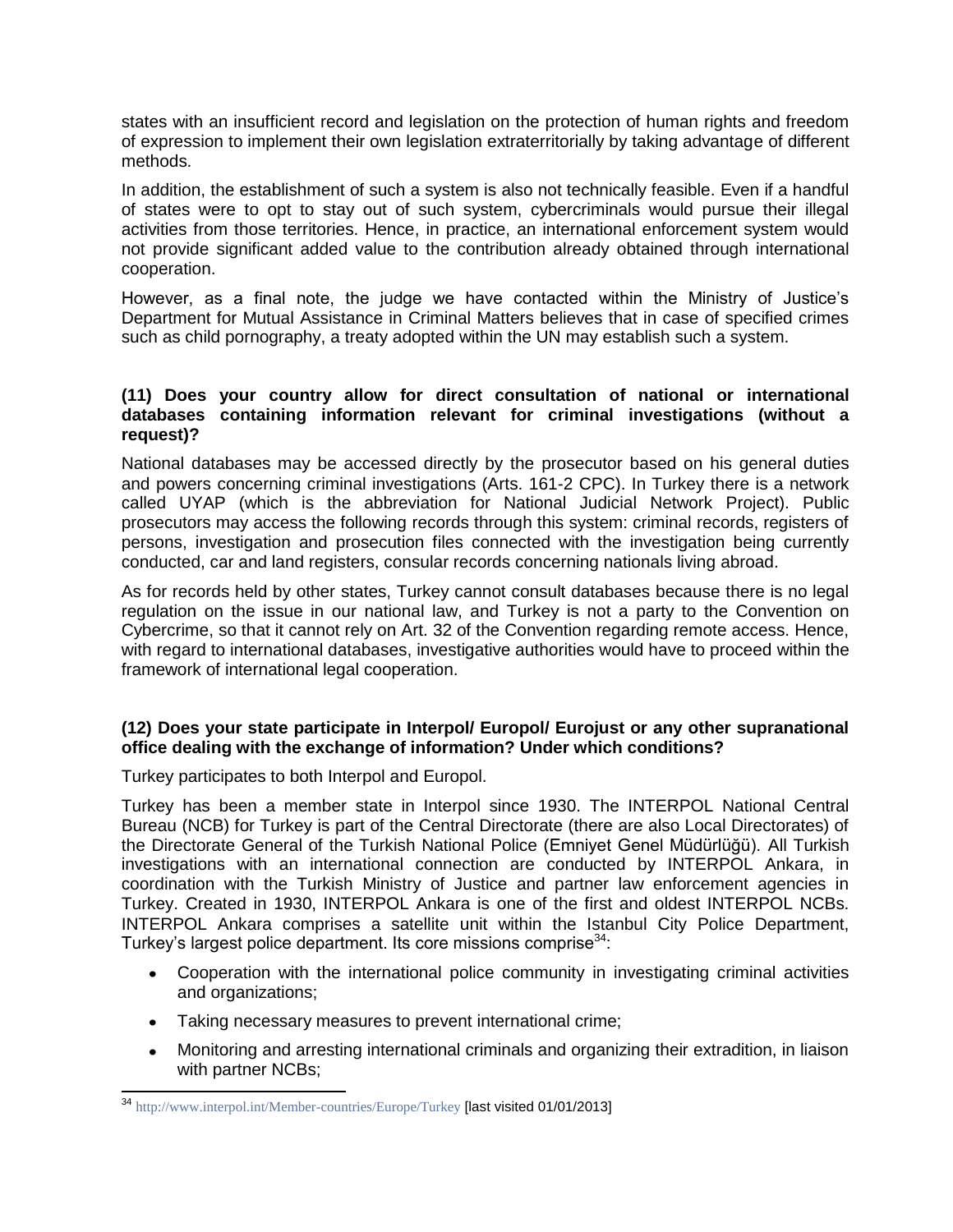states with an insufficient record and legislation on the protection of human rights and freedom of expression to implement their own legislation extraterritorially by taking advantage of different methods.

In addition, the establishment of such a system is also not technically feasible. Even if a handful of states were to opt to stay out of such system, cybercriminals would pursue their illegal activities from those territories. Hence, in practice, an international enforcement system would not provide significant added value to the contribution already obtained through international cooperation.

However, as a final note, the judge we have contacted within the Ministry of Justice's Department for Mutual Assistance in Criminal Matters believes that in case of specified crimes such as child pornography, a treaty adopted within the UN may establish such a system.

**(11) Does your country allow for direct consultation of national or international databases containing information relevant for criminal investigations (without a request)?**

National databases may be accessed directly by the prosecutor based on his general duties and powers concerning criminal investigations (Arts. 161-2 CPC). In Turkey there is a network called UYAP (which is the abbreviation for National Judicial Network Project). Public prosecutors may access the following records through this system: criminal records, registers of persons, investigation and prosecution files connected with the investigation being currently conducted, car and land registers, consular records concerning nationals living abroad.

As for records held by other states, Turkey cannot consult databases because there is no legal regulation on the issue in our national law, and Turkey is not a party to the Convention on Cybercrime, so that it cannot rely on Art. 32 of the Convention regarding remote access. Hence, with regard to international databases, investigative authorities would have to proceed within the framework of international legal cooperation.

**(12) Does your state participate in Interpol/ Europol/ Eurojust or any other supranational office dealing with the exchange of information? Under which conditions?**

Turkey participates to both Interpol and Europol.

Turkey has been a member state in Interpol since 1930. The INTERPOL National Central Bureau (NCB) for Turkey is part of the Central Directorate (there are also Local Directorates) of the Directorate General of the Turkish National Police (Emniyet Genel Müdürlüğü). All Turkish investigations with an international connection are conducted by INTERPOL Ankara, in coordination with the Turkish Ministry of Justice and partner law enforcement agencies in Turkey. Created in 1930, INTERPOL Ankara is one of the first and oldest INTERPOL NCBs. INTERPOL Ankara comprises a satellite unit within the Istanbul City Police Department, Turkey's largest police department. Its core missions comprise[34]:

- Cooperation with the international police community in investigating criminal activities and organizations;
- Taking necessary measures to prevent international crime;
- Monitoring and arresting international criminals and organizing their extradition, in liaison with partner NCBs;

[34] http://www.interpol.int/Member-countries/Europe/Turkey [last visited 01/01/2013]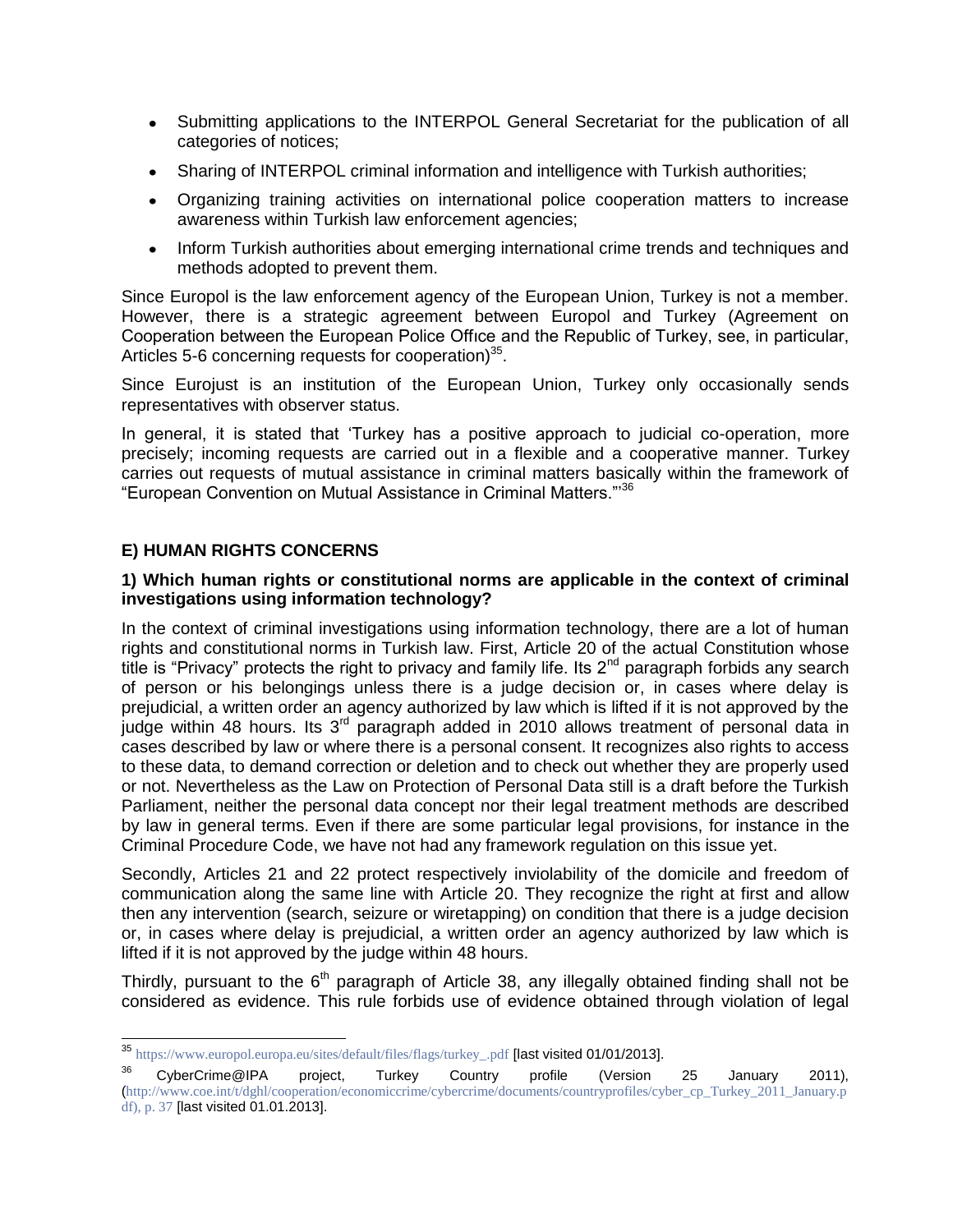- Submitting applications to the INTERPOL General Secretariat for the publication of all categories of notices;
- Sharing of INTERPOL criminal information and intelligence with Turkish authorities;
- Organizing training activities on international police cooperation matters to increase awareness within Turkish law enforcement agencies;
- Inform Turkish authorities about emerging international crime trends and techniques and methods adopted to prevent them.

Since Europol is the law enforcement agency of the European Union, Turkey is not a member. However, there is a strategic agreement between Europol and Turkey (Agreement on Cooperation between the European Police Office and the Republic of Turkey, see, in particular, Articles 5-6 concerning requests for cooperation)[35].

Since Eurojust is an institution of the European Union, Turkey only occasionally sends representatives with observer status.

In general, it is stated that 'Turkey has a positive approach to judicial co-operation, more precisely; incoming requests are carried out in a flexible and a cooperative manner. Turkey carries out requests of mutual assistance in criminal matters basically within the framework of "European Convention on Mutual Assistance in Criminal Matters."'[36]

### E) HUMAN RIGHTS CONCERNS

#### 1) Which human rights or constitutional norms are applicable in the context of criminal investigations using information technology?

In the context of criminal investigations using information technology, there are a lot of human rights and constitutional norms in Turkish law. First, Article 20 of the actual Constitution whose title is "Privacy" protects the right to privacy and family life. Its 2nd paragraph forbids any search of person or his belongings unless there is a judge decision or, in cases where delay is prejudicial, a written order an agency authorized by law which is lifted if it is not approved by the judge within 48 hours. Its 3rd paragraph added in 2010 allows treatment of personal data in cases described by law or where there is a personal consent. It recognizes also rights to access to these data, to demand correction or deletion and to check out whether they are properly used or not. Nevertheless as the Law on Protection of Personal Data still is a draft before the Turkish Parliament, neither the personal data concept nor their legal treatment methods are described by law in general terms. Even if there are some particular legal provisions, for instance in the Criminal Procedure Code, we have not had any framework regulation on this issue yet.

Secondly, Articles 21 and 22 protect respectively inviolability of the domicile and freedom of communication along the same line with Article 20. They recognize the right at first and allow then any intervention (search, seizure or wiretapping) on condition that there is a judge decision or, in cases where delay is prejudicial, a written order an agency authorized by law which is lifted if it is not approved by the judge within 48 hours.

Thirdly, pursuant to the 6th paragraph of Article 38, any illegally obtained finding shall not be considered as evidence. This rule forbids use of evidence obtained through violation of legal

---

[35] https://www.europol.europa.eu/sites/default/files/flags/turkey_.pdf [last visited 01/01/2013].

[36] CyberCrime@IPA project, Turkey Country profile (Version 25 January 2011), (http://www.coe.int/t/dghl/cooperation/economiccrime/cybercrime/documents/countryprofiles/cyber_cp_Turkey_2011_January.pdf), p. 37 [last visited 01.01.2013].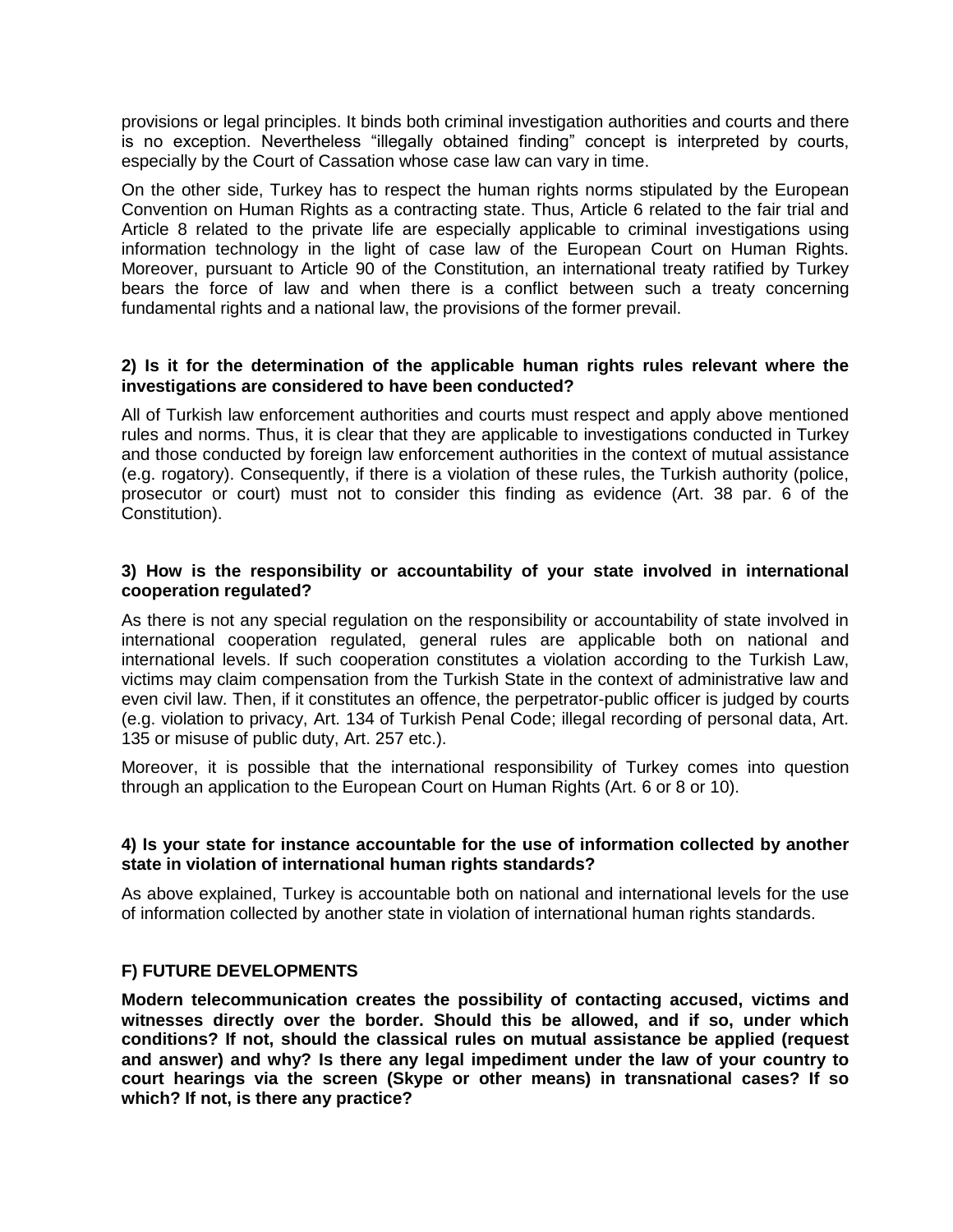provisions or legal principles. It binds both criminal investigation authorities and courts and there is no exception. Nevertheless "illegally obtained finding" concept is interpreted by courts, especially by the Court of Cassation whose case law can vary in time.

On the other side, Turkey has to respect the human rights norms stipulated by the European Convention on Human Rights as a contracting state. Thus, Article 6 related to the fair trial and Article 8 related to the private life are especially applicable to criminal investigations using information technology in the light of case law of the European Court on Human Rights. Moreover, pursuant to Article 90 of the Constitution, an international treaty ratified by Turkey bears the force of law and when there is a conflict between such a treaty concerning fundamental rights and a national law, the provisions of the former prevail.

**2) Is it for the determination of the applicable human rights rules relevant where the investigations are considered to have been conducted?**

All of Turkish law enforcement authorities and courts must respect and apply above mentioned rules and norms. Thus, it is clear that they are applicable to investigations conducted in Turkey and those conducted by foreign law enforcement authorities in the context of mutual assistance (e.g. rogatory). Consequently, if there is a violation of these rules, the Turkish authority (police, prosecutor or court) must not to consider this finding as evidence (Art. 38 par. 6 of the Constitution).

**3) How is the responsibility or accountability of your state involved in international cooperation regulated?**

As there is not any special regulation on the responsibility or accountability of state involved in international cooperation regulated, general rules are applicable both on national and international levels. If such cooperation constitutes a violation according to the Turkish Law, victims may claim compensation from the Turkish State in the context of administrative law and even civil law. Then, if it constitutes an offence, the perpetrator-public officer is judged by courts (e.g. violation to privacy, Art. 134 of Turkish Penal Code; illegal recording of personal data, Art. 135 or misuse of public duty, Art. 257 etc.).

Moreover, it is possible that the international responsibility of Turkey comes into question through an application to the European Court on Human Rights (Art. 6 or 8 or 10).

**4) Is your state for instance accountable for the use of information collected by another state in violation of international human rights standards?**

As above explained, Turkey is accountable both on national and international levels for the use of information collected by another state in violation of international human rights standards.

## F) FUTURE DEVELOPMENTS

**Modern telecommunication creates the possibility of contacting accused, victims and witnesses directly over the border. Should this be allowed, and if so, under which conditions? If not, should the classical rules on mutual assistance be applied (request and answer) and why? Is there any legal impediment under the law of your country to court hearings via the screen (Skype or other means) in transnational cases? If so which? If not, is there any practice?**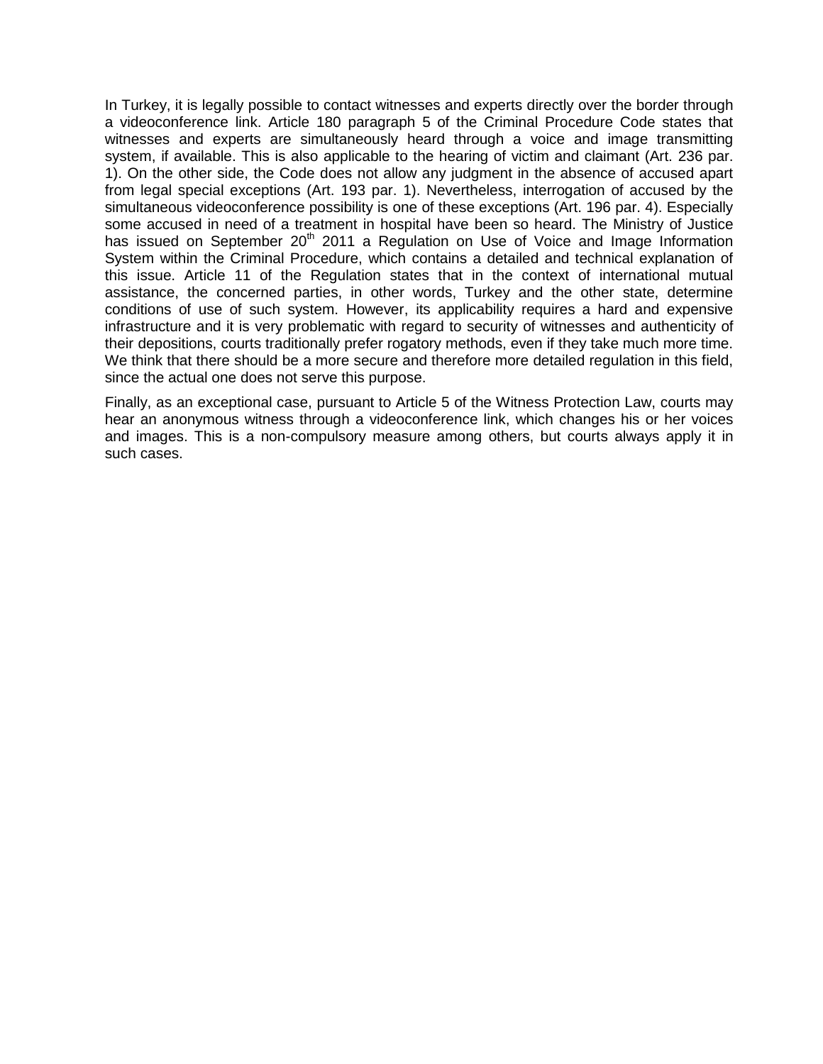In Turkey, it is legally possible to contact witnesses and experts directly over the border through a videoconference link. Article 180 paragraph 5 of the Criminal Procedure Code states that witnesses and experts are simultaneously heard through a voice and image transmitting system, if available. This is also applicable to the hearing of victim and claimant (Art. 236 par. 1). On the other side, the Code does not allow any judgment in the absence of accused apart from legal special exceptions (Art. 193 par. 1). Nevertheless, interrogation of accused by the simultaneous videoconference possibility is one of these exceptions (Art. 196 par. 4). Especially some accused in need of a treatment in hospital have been so heard. The Ministry of Justice has issued on September 20th 2011 a Regulation on Use of Voice and Image Information System within the Criminal Procedure, which contains a detailed and technical explanation of this issue. Article 11 of the Regulation states that in the context of international mutual assistance, the concerned parties, in other words, Turkey and the other state, determine conditions of use of such system. However, its applicability requires a hard and expensive infrastructure and it is very problematic with regard to security of witnesses and authenticity of their depositions, courts traditionally prefer rogatory methods, even if they take much more time. We think that there should be a more secure and therefore more detailed regulation in this field, since the actual one does not serve this purpose.

Finally, as an exceptional case, pursuant to Article 5 of the Witness Protection Law, courts may hear an anonymous witness through a videoconference link, which changes his or her voices and images. This is a non-compulsory measure among others, but courts always apply it in such cases.